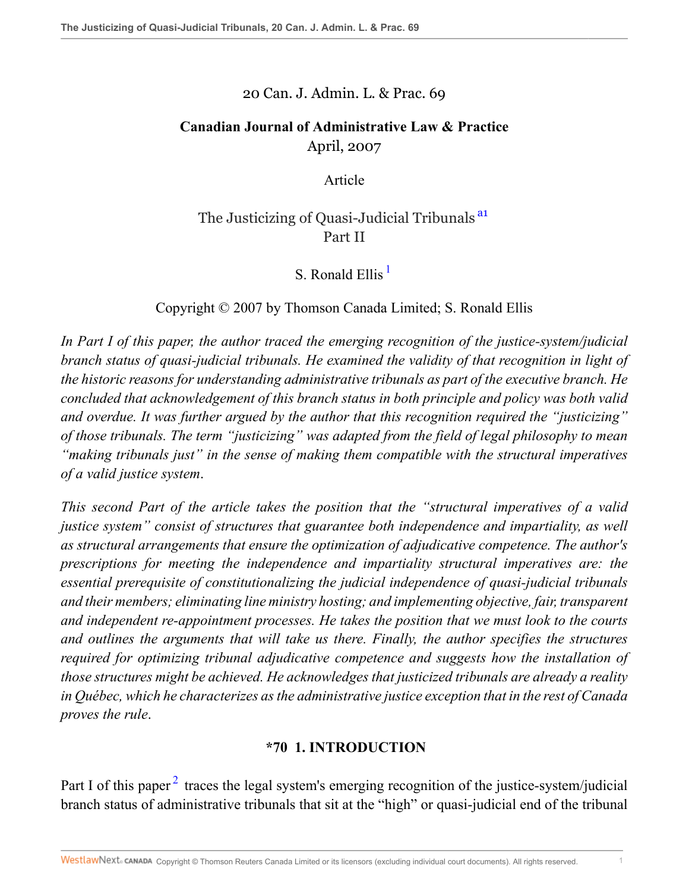20 Can. J. Admin. L. & Prac. 69

**Canadian Journal of Administrative Law & Practice**
April, 2007

Article

# The Justicizing of Quasi-Judicial Tribunals[a1] Part II

S. Ronald Ellis[1]

Copyright © 2007 by Thomson Canada Limited; S. Ronald Ellis

*In Part I of this paper, the author traced the emerging recognition of the justice-system/judicial branch status of quasi-judicial tribunals. He examined the validity of that recognition in light of the historic reasons for understanding administrative tribunals as part of the executive branch. He concluded that acknowledgement of this branch status in both principle and policy was both valid and overdue. It was further argued by the author that this recognition required the "justicizing" of those tribunals. The term "justicizing" was adapted from the field of legal philosophy to mean "making tribunals just" in the sense of making them compatible with the structural imperatives of a valid justice system.*

*This second Part of the article takes the position that the "structural imperatives of a valid justice system" consist of structures that guarantee both independence and impartiality, as well as structural arrangements that ensure the optimization of adjudicative competence. The author's prescriptions for meeting the independence and impartiality structural imperatives are: the essential prerequisite of constitutionalizing the judicial independence of quasi-judicial tribunals and their members; eliminating line ministry hosting; and implementing objective, fair, transparent and independent re-appointment processes. He takes the position that we must look to the courts and outlines the arguments that will take us there. Finally, the author specifies the structures required for optimizing tribunal adjudicative competence and suggests how the installation of those structures might be achieved. He acknowledges that justicized tribunals are already a reality in Québec, which he characterizes as the administrative justice exception that in the rest of Canada proves the rule.*

## *70 1. INTRODUCTION

Part I of this paper[2] traces the legal system's emerging recognition of the justice-system/judicial branch status of administrative tribunals that sit at the "high" or quasi-judicial end of the tribunal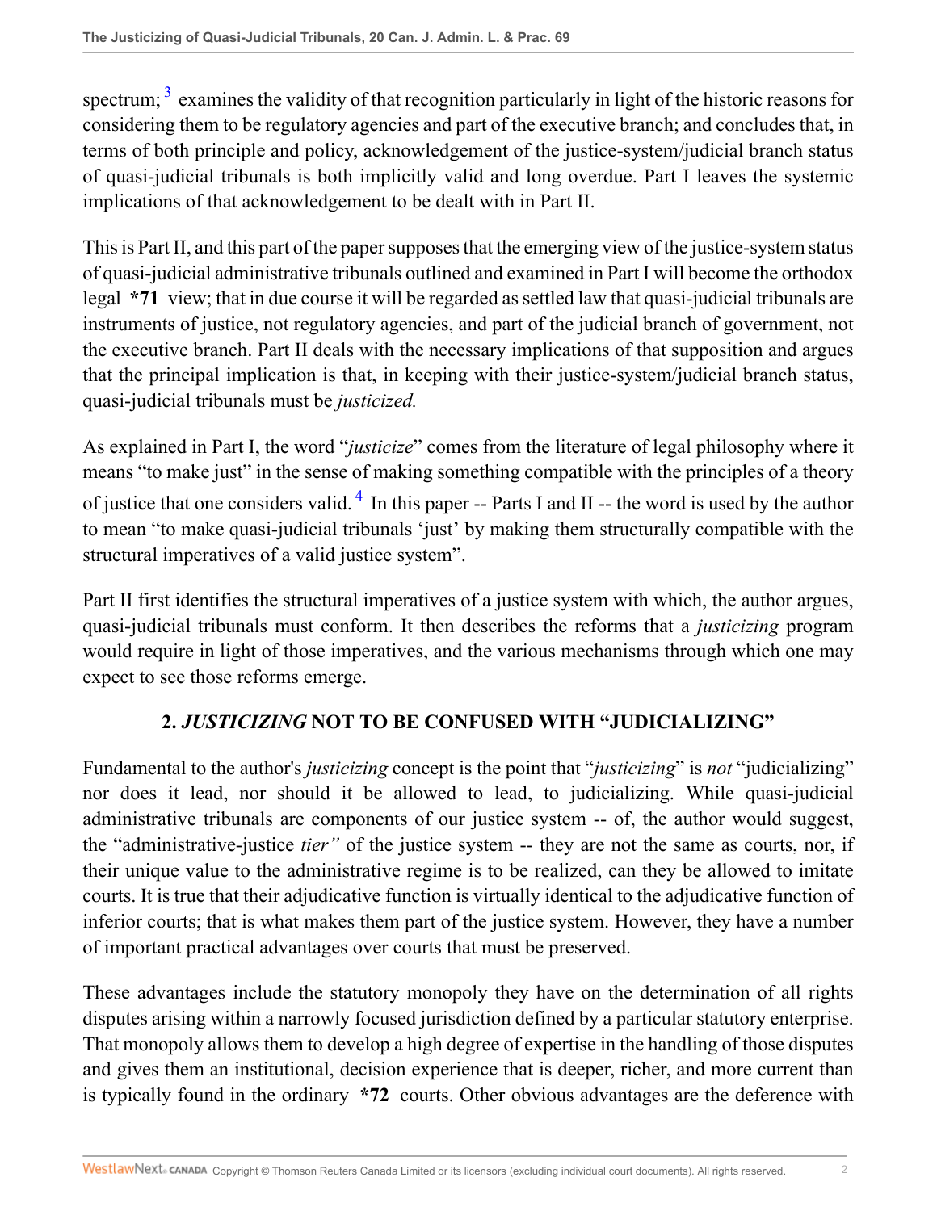spectrum;[3] examines the validity of that recognition particularly in light of the historic reasons for considering them to be regulatory agencies and part of the executive branch; and concludes that, in terms of both principle and policy, acknowledgement of the justice-system/judicial branch status of quasi-judicial tribunals is both implicitly valid and long overdue. Part I leaves the systemic implications of that acknowledgement to be dealt with in Part II.

This is Part II, and this part of the paper supposes that the emerging view of the justice-system status of quasi-judicial administrative tribunals outlined and examined in Part I will become the orthodox legal **\*71** view; that in due course it will be regarded as settled law that quasi-judicial tribunals are instruments of justice, not regulatory agencies, and part of the judicial branch of government, not the executive branch. Part II deals with the necessary implications of that supposition and argues that the principal implication is that, in keeping with their justice-system/judicial branch status, quasi-judicial tribunals must be *justicized.*

As explained in Part I, the word "*justicize*" comes from the literature of legal philosophy where it means "to make just" in the sense of making something compatible with the principles of a theory of justice that one considers valid.[4] In this paper -- Parts I and II -- the word is used by the author to mean "to make quasi-judicial tribunals 'just' by making them structurally compatible with the structural imperatives of a valid justice system".

Part II first identifies the structural imperatives of a justice system with which, the author argues, quasi-judicial tribunals must conform. It then describes the reforms that a *justicizing* program would require in light of those imperatives, and the various mechanisms through which one may expect to see those reforms emerge.

## 2. *JUSTICIZING* NOT TO BE CONFUSED WITH "JUDICIALIZING"

Fundamental to the author's *justicizing* concept is the point that "*justicizing*" is *not* "judicializing" nor does it lead, nor should it be allowed to lead, to judicializing. While quasi-judicial administrative tribunals are components of our justice system -- of, the author would suggest, the "administrative-justice *tier"* of the justice system -- they are not the same as courts, nor, if their unique value to the administrative regime is to be realized, can they be allowed to imitate courts. It is true that their adjudicative function is virtually identical to the adjudicative function of inferior courts; that is what makes them part of the justice system. However, they have a number of important practical advantages over courts that must be preserved.

These advantages include the statutory monopoly they have on the determination of all rights disputes arising within a narrowly focused jurisdiction defined by a particular statutory enterprise. That monopoly allows them to develop a high degree of expertise in the handling of those disputes and gives them an institutional, decision experience that is deeper, richer, and more current than is typically found in the ordinary **\*72** courts. Other obvious advantages are the deference with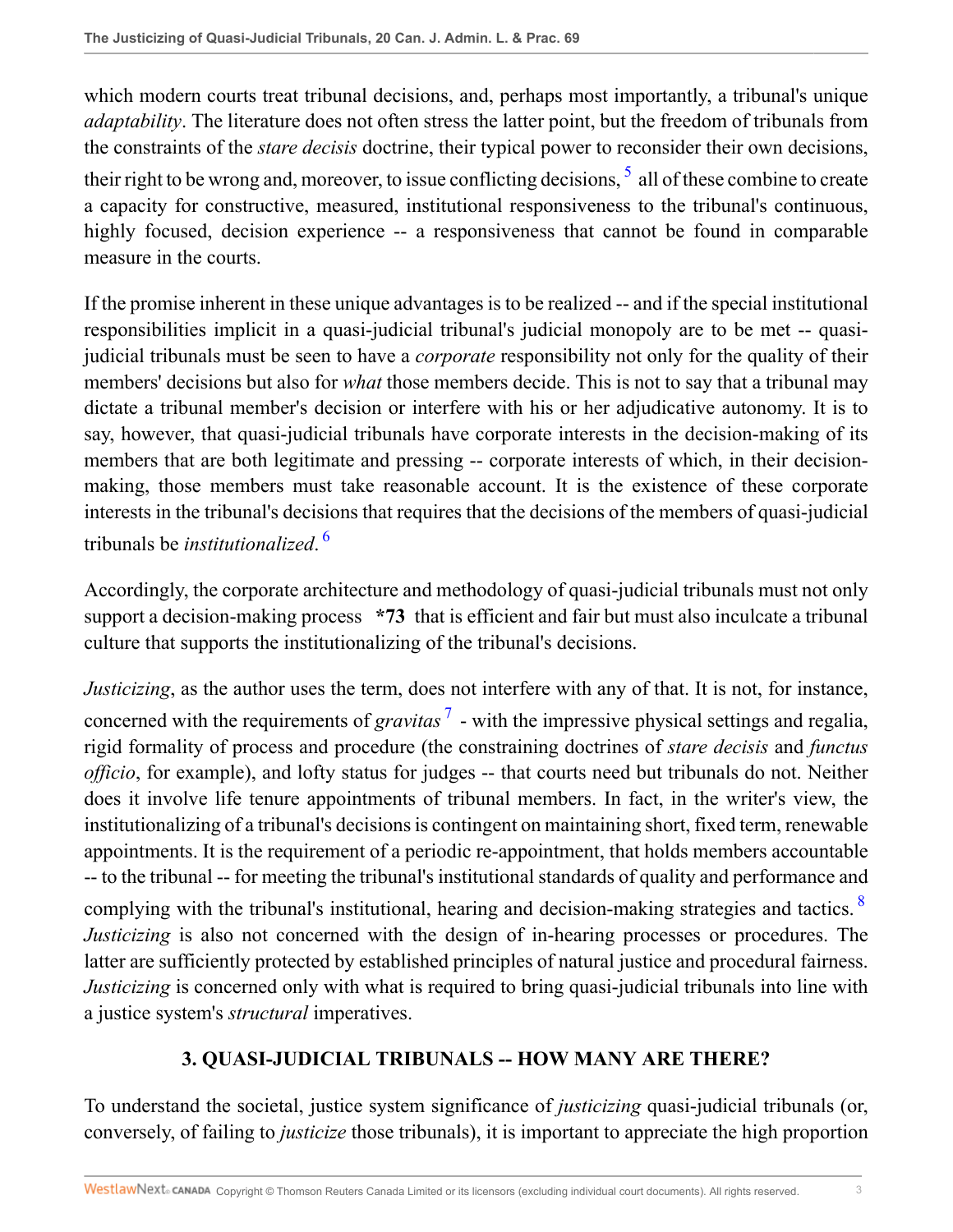which modern courts treat tribunal decisions, and, perhaps most importantly, a tribunal's unique *adaptability*. The literature does not often stress the latter point, but the freedom of tribunals from the constraints of the *stare decisis* doctrine, their typical power to reconsider their own decisions, their right to be wrong and, moreover, to issue conflicting decisions, [5] all of these combine to create a capacity for constructive, measured, institutional responsiveness to the tribunal's continuous, highly focused, decision experience -- a responsiveness that cannot be found in comparable measure in the courts.

If the promise inherent in these unique advantages is to be realized -- and if the special institutional responsibilities implicit in a quasi-judicial tribunal's judicial monopoly are to be met -- quasi-judicial tribunals must be seen to have a *corporate* responsibility not only for the quality of their members' decisions but also for *what* those members decide. This is not to say that a tribunal may dictate a tribunal member's decision or interfere with his or her adjudicative autonomy. It is to say, however, that quasi-judicial tribunals have corporate interests in the decision-making of its members that are both legitimate and pressing -- corporate interests of which, in their decision-making, those members must take reasonable account. It is the existence of these corporate interests in the tribunal's decisions that requires that the decisions of the members of quasi-judicial tribunals be *institutionalized*. [6]

Accordingly, the corporate architecture and methodology of quasi-judicial tribunals must not only support a decision-making process **\*73** that is efficient and fair but must also inculcate a tribunal culture that supports the institutionalizing of the tribunal's decisions.

*Justicizing*, as the author uses the term, does not interfere with any of that. It is not, for instance, concerned with the requirements of *gravitas* [7] - with the impressive physical settings and regalia, rigid formality of process and procedure (the constraining doctrines of *stare decisis* and *functus officio*, for example), and lofty status for judges -- that courts need but tribunals do not. Neither does it involve life tenure appointments of tribunal members. In fact, in the writer's view, the institutionalizing of a tribunal's decisions is contingent on maintaining short, fixed term, renewable appointments. It is the requirement of a periodic re-appointment, that holds members accountable -- to the tribunal -- for meeting the tribunal's institutional standards of quality and performance and complying with the tribunal's institutional, hearing and decision-making strategies and tactics. [8] *Justicizing* is also not concerned with the design of in-hearing processes or procedures. The latter are sufficiently protected by established principles of natural justice and procedural fairness. *Justicizing* is concerned only with what is required to bring quasi-judicial tribunals into line with a justice system's *structural* imperatives.

## 3. QUASI-JUDICIAL TRIBUNALS -- HOW MANY ARE THERE?

To understand the societal, justice system significance of *justicizing* quasi-judicial tribunals (or, conversely, of failing to *justicize* those tribunals), it is important to appreciate the high proportion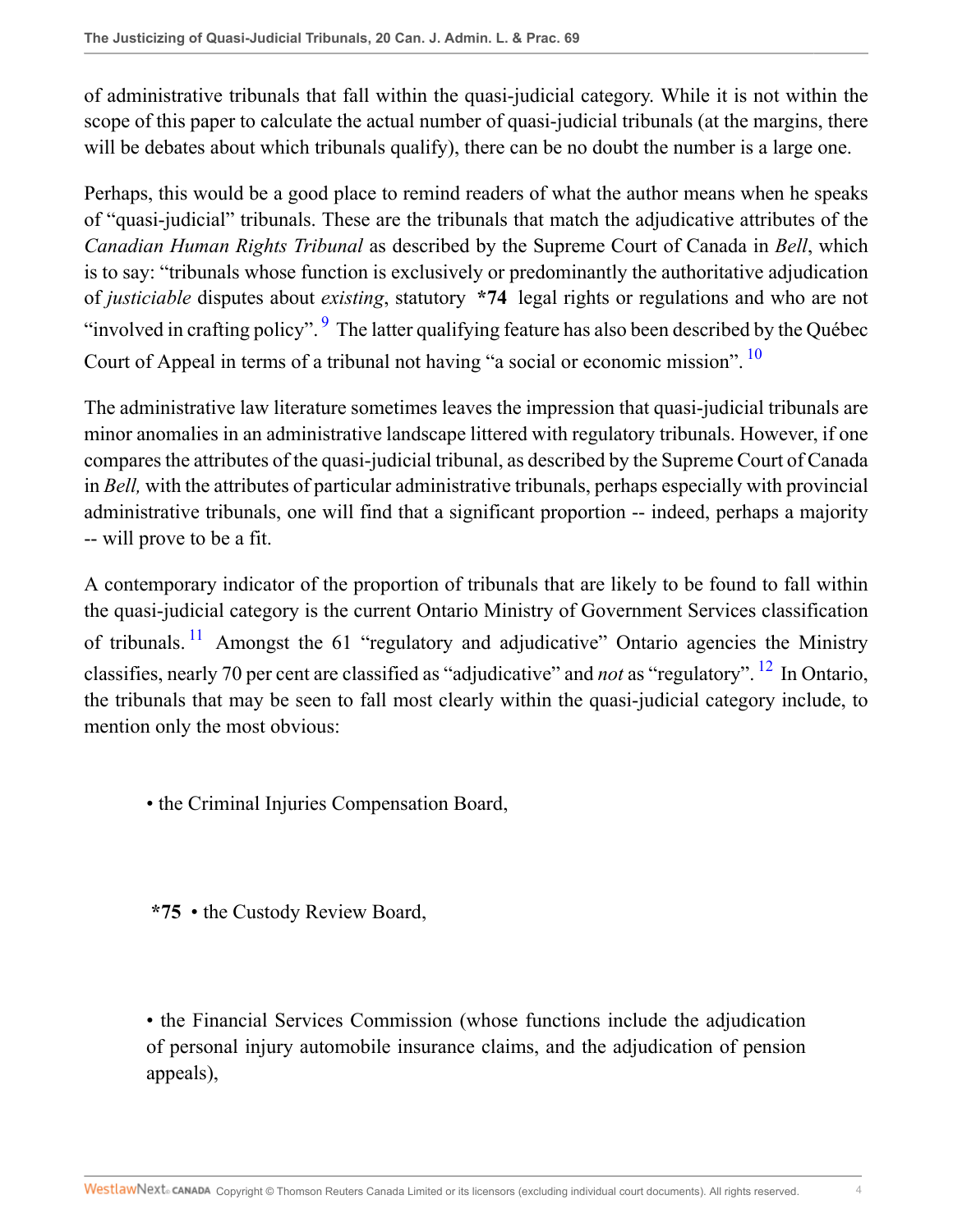of administrative tribunals that fall within the quasi-judicial category. While it is not within the scope of this paper to calculate the actual number of quasi-judicial tribunals (at the margins, there will be debates about which tribunals qualify), there can be no doubt the number is a large one.

Perhaps, this would be a good place to remind readers of what the author means when he speaks of "quasi-judicial" tribunals. These are the tribunals that match the adjudicative attributes of the *Canadian Human Rights Tribunal* as described by the Supreme Court of Canada in *Bell*, which is to say: "tribunals whose function is exclusively or predominantly the authoritative adjudication of *justiciable* disputes about *existing*, statutory **\*74** legal rights or regulations and who are not "involved in crafting policy".[9] The latter qualifying feature has also been described by the Québec Court of Appeal in terms of a tribunal not having "a social or economic mission".[10]

The administrative law literature sometimes leaves the impression that quasi-judicial tribunals are minor anomalies in an administrative landscape littered with regulatory tribunals. However, if one compares the attributes of the quasi-judicial tribunal, as described by the Supreme Court of Canada in *Bell,* with the attributes of particular administrative tribunals, perhaps especially with provincial administrative tribunals, one will find that a significant proportion -- indeed, perhaps a majority -- will prove to be a fit.

A contemporary indicator of the proportion of tribunals that are likely to be found to fall within the quasi-judicial category is the current Ontario Ministry of Government Services classification of tribunals.[11] Amongst the 61 "regulatory and adjudicative" Ontario agencies the Ministry classifies, nearly 70 per cent are classified as "adjudicative" and *not* as "regulatory".[12] In Ontario, the tribunals that may be seen to fall most clearly within the quasi-judicial category include, to mention only the most obvious:

- the Criminal Injuries Compensation Board,

- **\*75** the Custody Review Board,

- the Financial Services Commission (whose functions include the adjudication of personal injury automobile insurance claims, and the adjudication of pension appeals),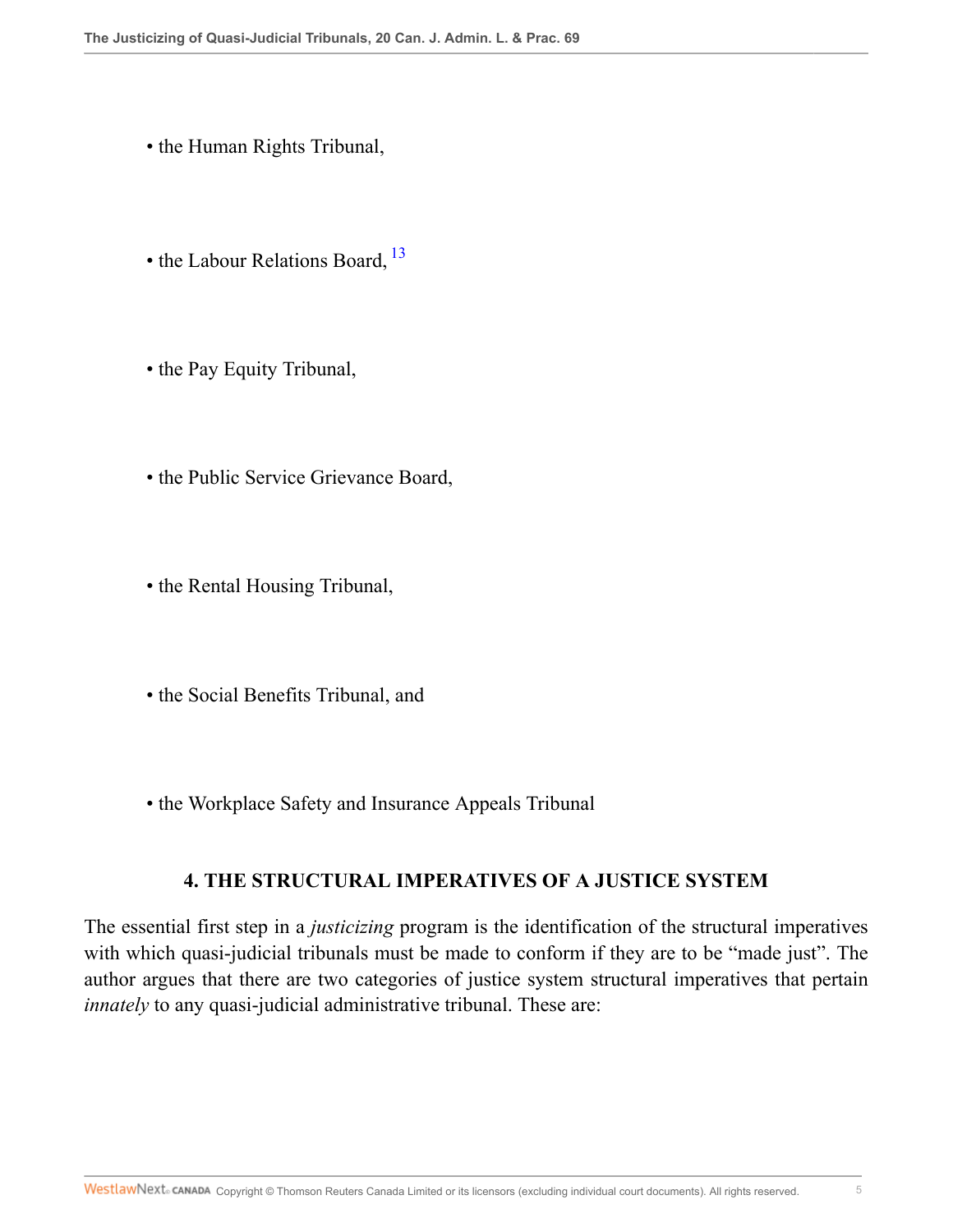- the Human Rights Tribunal,
- the Labour Relations Board, [13]
- the Pay Equity Tribunal,
- the Public Service Grievance Board,
- the Rental Housing Tribunal,
- the Social Benefits Tribunal, and
- the Workplace Safety and Insurance Appeals Tribunal

## 4. THE STRUCTURAL IMPERATIVES OF A JUSTICE SYSTEM

The essential first step in a *justicizing* program is the identification of the structural imperatives with which quasi-judicial tribunals must be made to conform if they are to be "made just". The author argues that there are two categories of justice system structural imperatives that pertain *innately* to any quasi-judicial administrative tribunal. These are: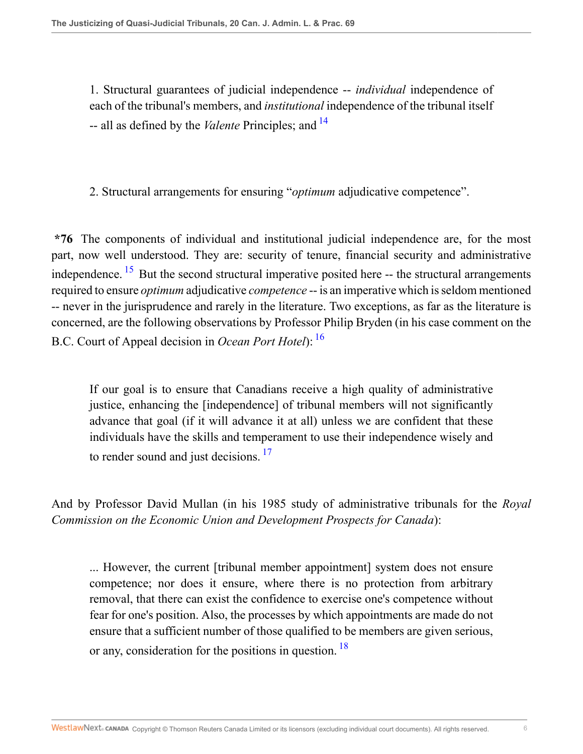> 1. Structural guarantees of judicial independence -- *individual* independence of each of the tribunal's members, and *institutional* independence of the tribunal itself -- all as defined by the *Valente* Principles; and [14]

> 2. Structural arrangements for ensuring "*optimum* adjudicative competence".

**\*76** The components of individual and institutional judicial independence are, for the most part, now well understood. They are: security of tenure, financial security and administrative independence. [15] But the second structural imperative posited here -- the structural arrangements required to ensure *optimum* adjudicative *competence* -- is an imperative which is seldom mentioned -- never in the jurisprudence and rarely in the literature. Two exceptions, as far as the literature is concerned, are the following observations by Professor Philip Bryden (in his case comment on the B.C. Court of Appeal decision in *Ocean Port Hotel*): [16]

> If our goal is to ensure that Canadians receive a high quality of administrative justice, enhancing the [independence] of tribunal members will not significantly advance that goal (if it will advance it at all) unless we are confident that these individuals have the skills and temperament to use their independence wisely and to render sound and just decisions. [17]

And by Professor David Mullan (in his 1985 study of administrative tribunals for the *Royal Commission on the Economic Union and Development Prospects for Canada*):

> ... However, the current [tribunal member appointment] system does not ensure competence; nor does it ensure, where there is no protection from arbitrary removal, that there can exist the confidence to exercise one's competence without fear for one's position. Also, the processes by which appointments are made do not ensure that a sufficient number of those qualified to be members are given serious, or any, consideration for the positions in question. [18]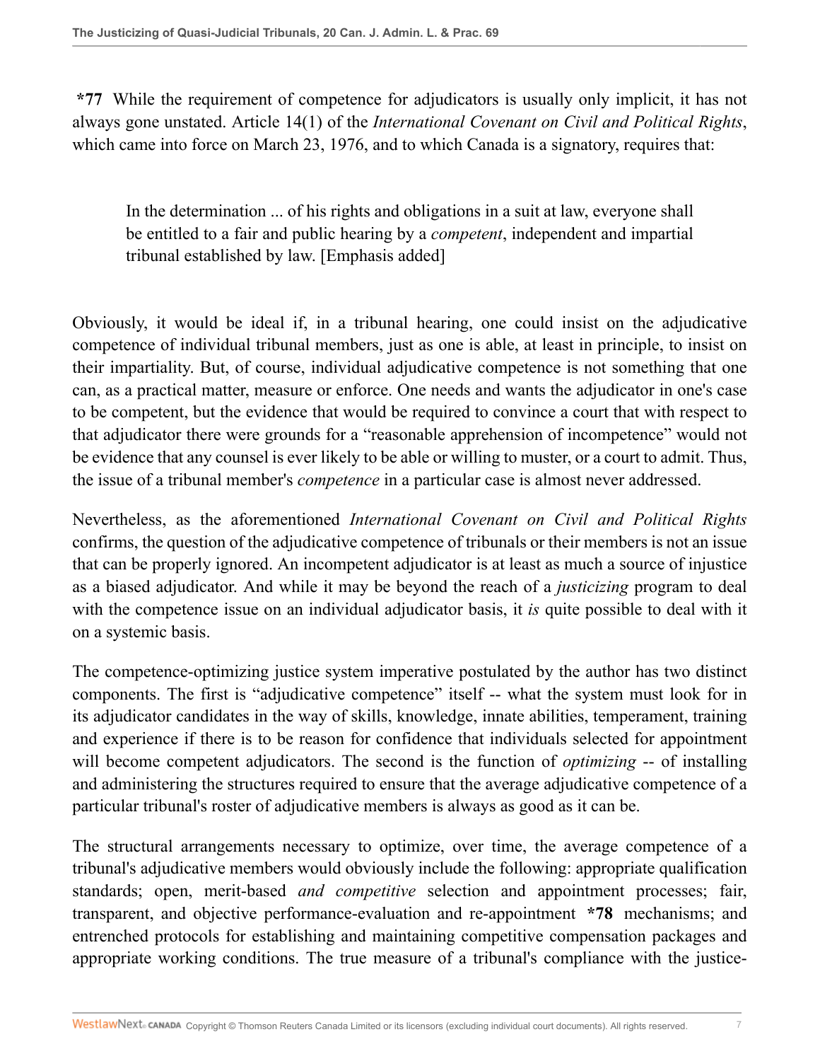**\*77** While the requirement of competence for adjudicators is usually only implicit, it has not always gone unstated. Article 14(1) of the *International Covenant on Civil and Political Rights*, which came into force on March 23, 1976, and to which Canada is a signatory, requires that:

> In the determination ... of his rights and obligations in a suit at law, everyone shall be entitled to a fair and public hearing by a *competent*, independent and impartial tribunal established by law. [Emphasis added]

Obviously, it would be ideal if, in a tribunal hearing, one could insist on the adjudicative competence of individual tribunal members, just as one is able, at least in principle, to insist on their impartiality. But, of course, individual adjudicative competence is not something that one can, as a practical matter, measure or enforce. One needs and wants the adjudicator in one's case to be competent, but the evidence that would be required to convince a court that with respect to that adjudicator there were grounds for a "reasonable apprehension of incompetence" would not be evidence that any counsel is ever likely to be able or willing to muster, or a court to admit. Thus, the issue of a tribunal member's *competence* in a particular case is almost never addressed.

Nevertheless, as the aforementioned *International Covenant on Civil and Political Rights* confirms, the question of the adjudicative competence of tribunals or their members is not an issue that can be properly ignored. An incompetent adjudicator is at least as much a source of injustice as a biased adjudicator. And while it may be beyond the reach of a *justicizing* program to deal with the competence issue on an individual adjudicator basis, it *is* quite possible to deal with it on a systemic basis.

The competence-optimizing justice system imperative postulated by the author has two distinct components. The first is "adjudicative competence" itself -- what the system must look for in its adjudicator candidates in the way of skills, knowledge, innate abilities, temperament, training and experience if there is to be reason for confidence that individuals selected for appointment will become competent adjudicators. The second is the function of *optimizing* -- of installing and administering the structures required to ensure that the average adjudicative competence of a particular tribunal's roster of adjudicative members is always as good as it can be.

The structural arrangements necessary to optimize, over time, the average competence of a tribunal's adjudicative members would obviously include the following: appropriate qualification standards; open, merit-based *and competitive* selection and appointment processes; fair, transparent, and objective performance-evaluation and re-appointment **\*78** mechanisms; and entrenched protocols for establishing and maintaining competitive compensation packages and appropriate working conditions. The true measure of a tribunal's compliance with the justice-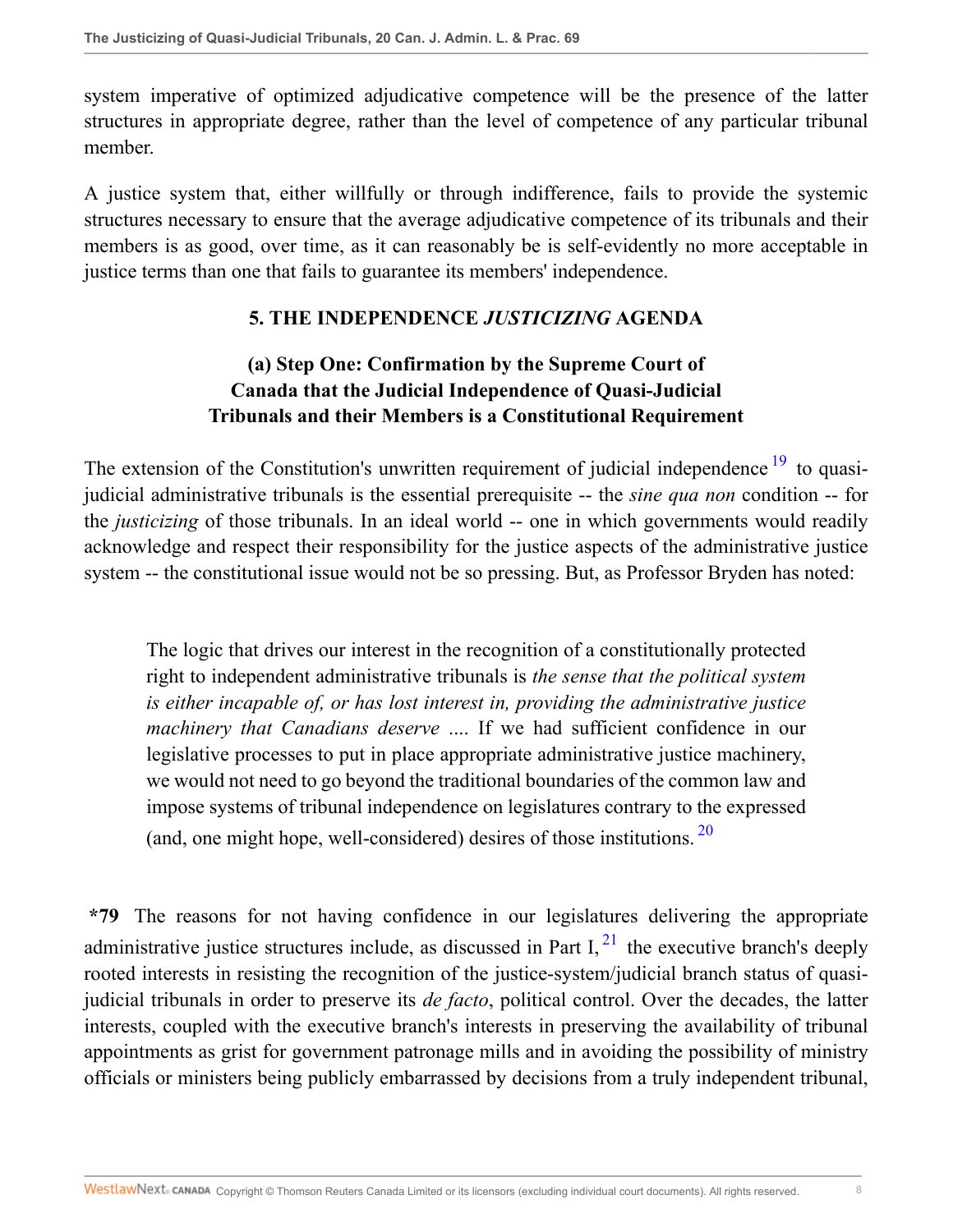system imperative of optimized adjudicative competence will be the presence of the latter structures in appropriate degree, rather than the level of competence of any particular tribunal member.

A justice system that, either willfully or through indifference, fails to provide the systemic structures necessary to ensure that the average adjudicative competence of its tribunals and their members is as good, over time, as it can reasonably be is self-evidently no more acceptable in justice terms than one that fails to guarantee its members' independence.

## 5. THE INDEPENDENCE *JUSTICIZING* AGENDA

### (a) Step One: Confirmation by the Supreme Court of Canada that the Judicial Independence of Quasi-Judicial Tribunals and their Members is a Constitutional Requirement

The extension of the Constitution's unwritten requirement of judicial independence [19] to quasi-judicial administrative tribunals is the essential prerequisite -- the *sine qua non* condition -- for the *justicizing* of those tribunals. In an ideal world -- one in which governments would readily acknowledge and respect their responsibility for the justice aspects of the administrative justice system -- the constitutional issue would not be so pressing. But, as Professor Bryden has noted:

> The logic that drives our interest in the recognition of a constitutionally protected right to independent administrative tribunals is *the sense that the political system is either incapable of, or has lost interest in, providing the administrative justice machinery that Canadians deserve* .... If we had sufficient confidence in our legislative processes to put in place appropriate administrative justice machinery, we would not need to go beyond the traditional boundaries of the common law and impose systems of tribunal independence on legislatures contrary to the expressed (and, one might hope, well-considered) desires of those institutions. [20]

**\*79** The reasons for not having confidence in our legislatures delivering the appropriate administrative justice structures include, as discussed in Part I, [21] the executive branch's deeply rooted interests in resisting the recognition of the justice-system/judicial branch status of quasi-judicial tribunals in order to preserve its *de facto*, political control. Over the decades, the latter interests, coupled with the executive branch's interests in preserving the availability of tribunal appointments as grist for government patronage mills and in avoiding the possibility of ministry officials or ministers being publicly embarrassed by decisions from a truly independent tribunal,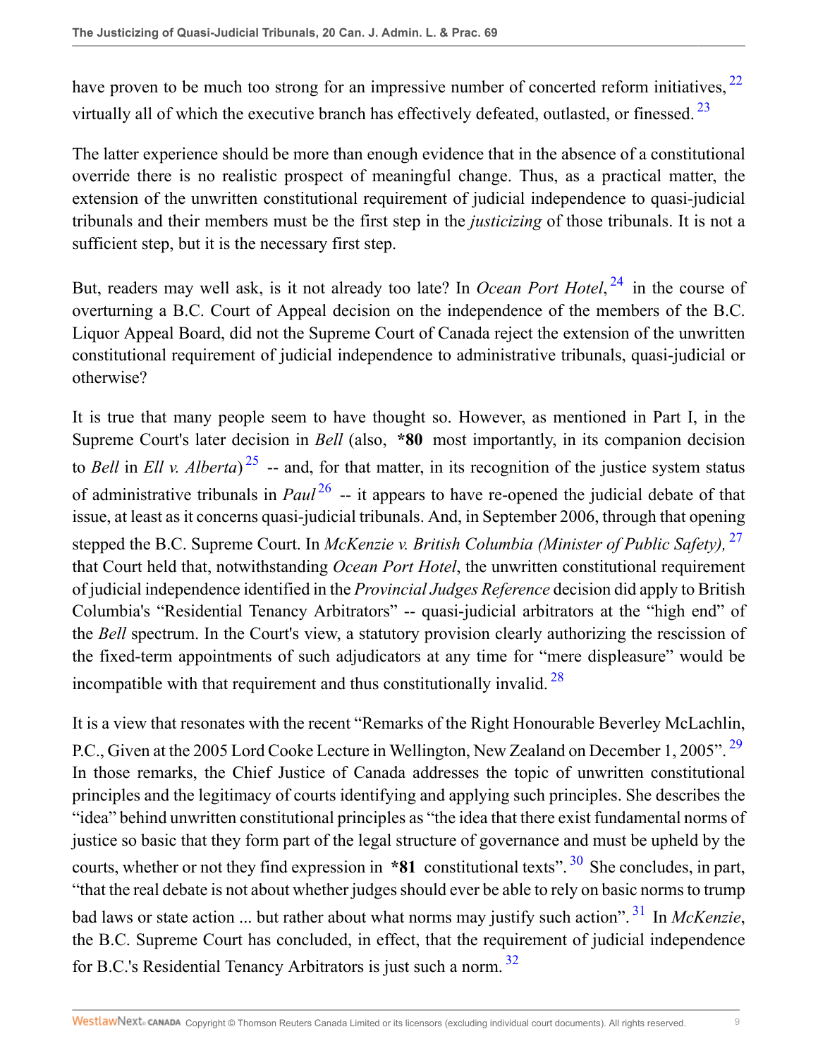have proven to be much too strong for an impressive number of concerted reform initiatives,[22] virtually all of which the executive branch has effectively defeated, outlasted, or finessed.[23]

The latter experience should be more than enough evidence that in the absence of a constitutional override there is no realistic prospect of meaningful change. Thus, as a practical matter, the extension of the unwritten constitutional requirement of judicial independence to quasi-judicial tribunals and their members must be the first step in the *justicizing* of those tribunals. It is not a sufficient step, but it is the necessary first step.

But, readers may well ask, is it not already too late? In *Ocean Port Hotel*,[24] in the course of overturning a B.C. Court of Appeal decision on the independence of the members of the B.C. Liquor Appeal Board, did not the Supreme Court of Canada reject the extension of the unwritten constitutional requirement of judicial independence to administrative tribunals, quasi-judicial or otherwise?

It is true that many people seem to have thought so. However, as mentioned in Part I, in the Supreme Court's later decision in *Bell* (also, **\*80** most importantly, in its companion decision to *Bell* in *Ell v. Alberta*)[25] -- and, for that matter, in its recognition of the justice system status of administrative tribunals in *Paul*[26] -- it appears to have re-opened the judicial debate of that issue, at least as it concerns quasi-judicial tribunals. And, in September 2006, through that opening stepped the B.C. Supreme Court. In *McKenzie v. British Columbia (Minister of Public Safety),*[27] that Court held that, notwithstanding *Ocean Port Hotel*, the unwritten constitutional requirement of judicial independence identified in the *Provincial Judges Reference* decision did apply to British Columbia's "Residential Tenancy Arbitrators" -- quasi-judicial arbitrators at the "high end" of the *Bell* spectrum. In the Court's view, a statutory provision clearly authorizing the rescission of the fixed-term appointments of such adjudicators at any time for "mere displeasure" would be incompatible with that requirement and thus constitutionally invalid.[28]

It is a view that resonates with the recent "Remarks of the Right Honourable Beverley McLachlin, P.C., Given at the 2005 Lord Cooke Lecture in Wellington, New Zealand on December 1, 2005".[29] In those remarks, the Chief Justice of Canada addresses the topic of unwritten constitutional principles and the legitimacy of courts identifying and applying such principles. She describes the "idea" behind unwritten constitutional principles as "the idea that there exist fundamental norms of justice so basic that they form part of the legal structure of governance and must be upheld by the courts, whether or not they find expression in **\*81** constitutional texts".[30] She concludes, in part, "that the real debate is not about whether judges should ever be able to rely on basic norms to trump bad laws or state action ... but rather about what norms may justify such action".[31] In *McKenzie*, the B.C. Supreme Court has concluded, in effect, that the requirement of judicial independence for B.C.'s Residential Tenancy Arbitrators is just such a norm.[32]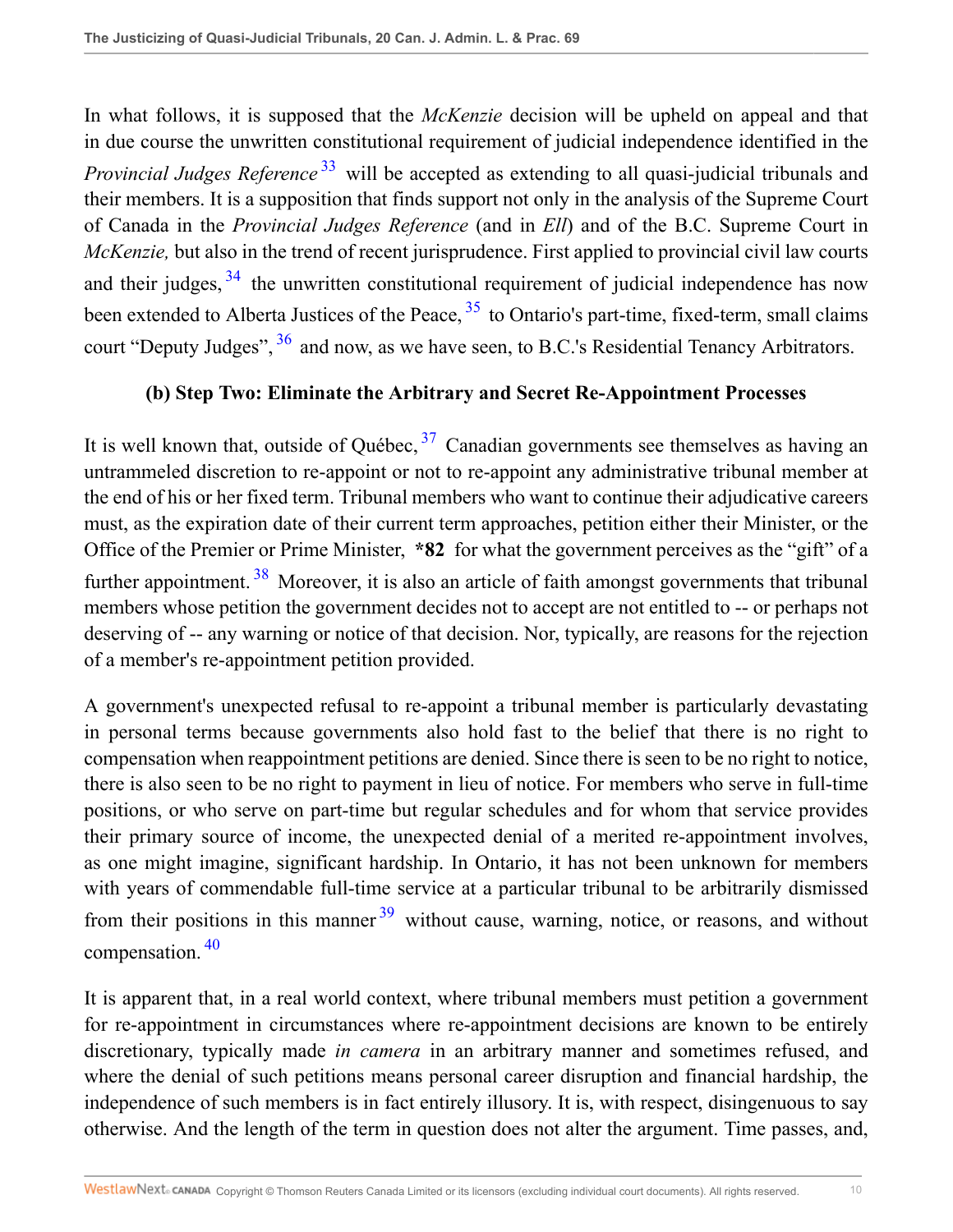In what follows, it is supposed that the *McKenzie* decision will be upheld on appeal and that in due course the unwritten constitutional requirement of judicial independence identified in the *Provincial Judges Reference*[33] will be accepted as extending to all quasi-judicial tribunals and their members. It is a supposition that finds support not only in the analysis of the Supreme Court of Canada in the *Provincial Judges Reference* (and in *Ell*) and of the B.C. Supreme Court in *McKenzie,* but also in the trend of recent jurisprudence. First applied to provincial civil law courts and their judges,[34] the unwritten constitutional requirement of judicial independence has now been extended to Alberta Justices of the Peace,[35] to Ontario's part-time, fixed-term, small claims court "Deputy Judges",[36] and now, as we have seen, to B.C.'s Residential Tenancy Arbitrators.

### (b) Step Two: Eliminate the Arbitrary and Secret Re-Appointment Processes

It is well known that, outside of Québec,[37] Canadian governments see themselves as having an untrammeled discretion to re-appoint or not to re-appoint any administrative tribunal member at the end of his or her fixed term. Tribunal members who want to continue their adjudicative careers must, as the expiration date of their current term approaches, petition either their Minister, or the Office of the Premier or Prime Minister, **\*82** for what the government perceives as the "gift" of a further appointment.[38] Moreover, it is also an article of faith amongst governments that tribunal members whose petition the government decides not to accept are not entitled to -- or perhaps not deserving of -- any warning or notice of that decision. Nor, typically, are reasons for the rejection of a member's re-appointment petition provided.

A government's unexpected refusal to re-appoint a tribunal member is particularly devastating in personal terms because governments also hold fast to the belief that there is no right to compensation when reappointment petitions are denied. Since there is seen to be no right to notice, there is also seen to be no right to payment in lieu of notice. For members who serve in full-time positions, or who serve on part-time but regular schedules and for whom that service provides their primary source of income, the unexpected denial of a merited re-appointment involves, as one might imagine, significant hardship. In Ontario, it has not been unknown for members with years of commendable full-time service at a particular tribunal to be arbitrarily dismissed from their positions in this manner[39] without cause, warning, notice, or reasons, and without compensation.[40]

It is apparent that, in a real world context, where tribunal members must petition a government for re-appointment in circumstances where re-appointment decisions are known to be entirely discretionary, typically made *in camera* in an arbitrary manner and sometimes refused, and where the denial of such petitions means personal career disruption and financial hardship, the independence of such members is in fact entirely illusory. It is, with respect, disingenuous to say otherwise. And the length of the term in question does not alter the argument. Time passes, and,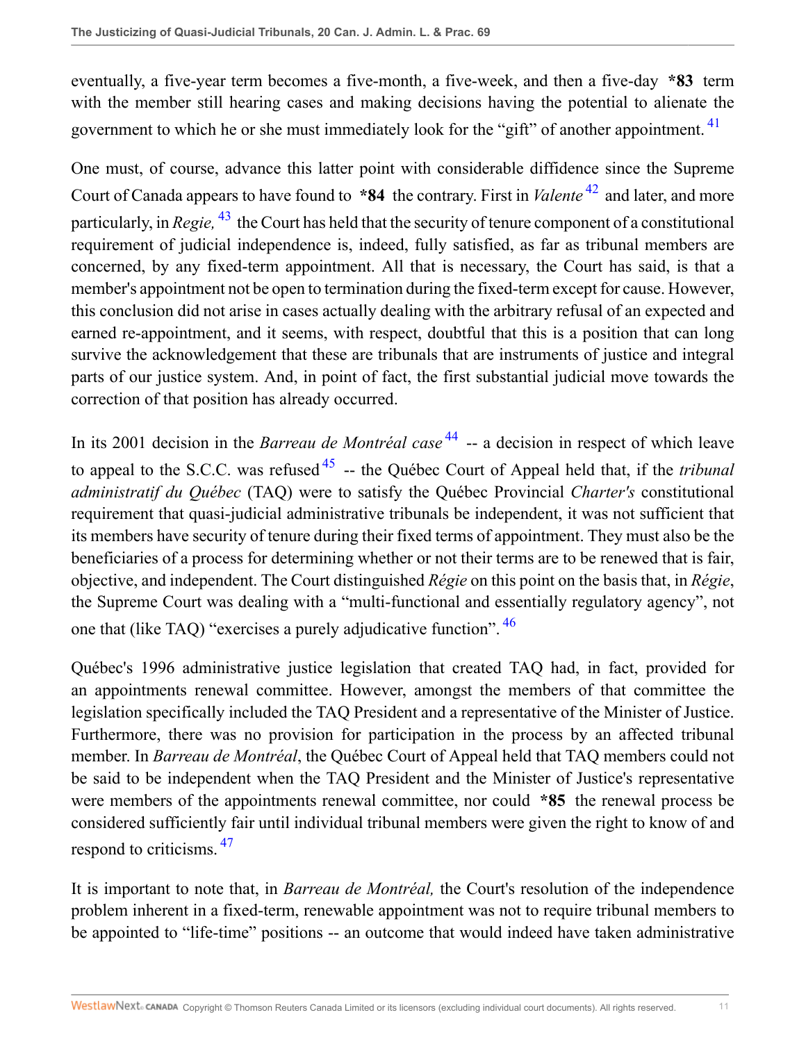eventually, a five-year term becomes a five-month, a five-week, and then a five-day **\*83** term with the member still hearing cases and making decisions having the potential to alienate the government to which he or she must immediately look for the "gift" of another appointment. [41]

One must, of course, advance this latter point with considerable diffidence since the Supreme Court of Canada appears to have found to **\*84** the contrary. First in *Valente* [42] and later, and more particularly, in *Regie,* [43] the Court has held that the security of tenure component of a constitutional requirement of judicial independence is, indeed, fully satisfied, as far as tribunal members are concerned, by any fixed-term appointment. All that is necessary, the Court has said, is that a member's appointment not be open to termination during the fixed-term except for cause. However, this conclusion did not arise in cases actually dealing with the arbitrary refusal of an expected and earned re-appointment, and it seems, with respect, doubtful that this is a position that can long survive the acknowledgement that these are tribunals that are instruments of justice and integral parts of our justice system. And, in point of fact, the first substantial judicial move towards the correction of that position has already occurred.

In its 2001 decision in the *Barreau de Montréal case* [44] -- a decision in respect of which leave to appeal to the S.C.C. was refused [45] -- the Québec Court of Appeal held that, if the *tribunal administratif du Québec* (TAQ) were to satisfy the Québec Provincial *Charter's* constitutional requirement that quasi-judicial administrative tribunals be independent, it was not sufficient that its members have security of tenure during their fixed terms of appointment. They must also be the beneficiaries of a process for determining whether or not their terms are to be renewed that is fair, objective, and independent. The Court distinguished *Régie* on this point on the basis that, in *Régie*, the Supreme Court was dealing with a "multi-functional and essentially regulatory agency", not one that (like TAQ) "exercises a purely adjudicative function". [46]

Québec's 1996 administrative justice legislation that created TAQ had, in fact, provided for an appointments renewal committee. However, amongst the members of that committee the legislation specifically included the TAQ President and a representative of the Minister of Justice. Furthermore, there was no provision for participation in the process by an affected tribunal member. In *Barreau de Montréal*, the Québec Court of Appeal held that TAQ members could not be said to be independent when the TAQ President and the Minister of Justice's representative were members of the appointments renewal committee, nor could **\*85** the renewal process be considered sufficiently fair until individual tribunal members were given the right to know of and respond to criticisms. [47]

It is important to note that, in *Barreau de Montréal,* the Court's resolution of the independence problem inherent in a fixed-term, renewable appointment was not to require tribunal members to be appointed to "life-time" positions -- an outcome that would indeed have taken administrative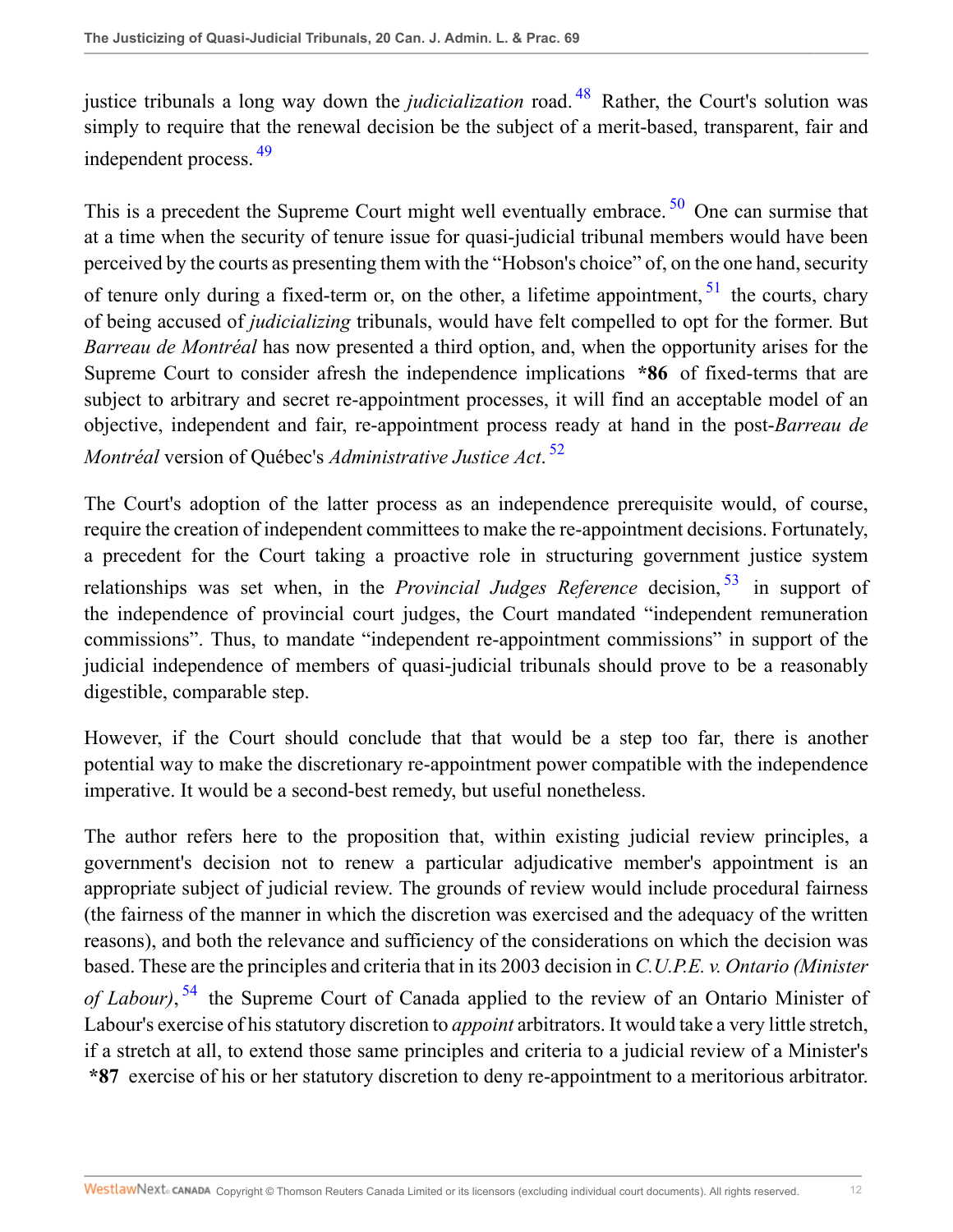justice tribunals a long way down the *judicialization* road.[48] Rather, the Court's solution was simply to require that the renewal decision be the subject of a merit-based, transparent, fair and independent process.[49]

This is a precedent the Supreme Court might well eventually embrace.[50] One can surmise that at a time when the security of tenure issue for quasi-judicial tribunal members would have been perceived by the courts as presenting them with the "Hobson's choice" of, on the one hand, security of tenure only during a fixed-term or, on the other, a lifetime appointment,[51] the courts, chary of being accused of *judicializing* tribunals, would have felt compelled to opt for the former. But *Barreau de Montréal* has now presented a third option, and, when the opportunity arises for the Supreme Court to consider afresh the independence implications **\*86** of fixed-terms that are subject to arbitrary and secret re-appointment processes, it will find an acceptable model of an objective, independent and fair, re-appointment process ready at hand in the post-*Barreau de Montréal* version of Québec's *Administrative Justice Act*.[52]

The Court's adoption of the latter process as an independence prerequisite would, of course, require the creation of independent committees to make the re-appointment decisions. Fortunately, a precedent for the Court taking a proactive role in structuring government justice system relationships was set when, in the *Provincial Judges Reference* decision,[53] in support of the independence of provincial court judges, the Court mandated "independent remuneration commissions". Thus, to mandate "independent re-appointment commissions" in support of the judicial independence of members of quasi-judicial tribunals should prove to be a reasonably digestible, comparable step.

However, if the Court should conclude that that would be a step too far, there is another potential way to make the discretionary re-appointment power compatible with the independence imperative. It would be a second-best remedy, but useful nonetheless.

The author refers here to the proposition that, within existing judicial review principles, a government's decision not to renew a particular adjudicative member's appointment is an appropriate subject of judicial review. The grounds of review would include procedural fairness (the fairness of the manner in which the discretion was exercised and the adequacy of the written reasons), and both the relevance and sufficiency of the considerations on which the decision was based. These are the principles and criteria that in its 2003 decision in *C.U.P.E. v. Ontario (Minister of Labour)*,[54] the Supreme Court of Canada applied to the review of an Ontario Minister of Labour's exercise of his statutory discretion to *appoint* arbitrators. It would take a very little stretch, if a stretch at all, to extend those same principles and criteria to a judicial review of a Minister's **\*87** exercise of his or her statutory discretion to deny re-appointment to a meritorious arbitrator.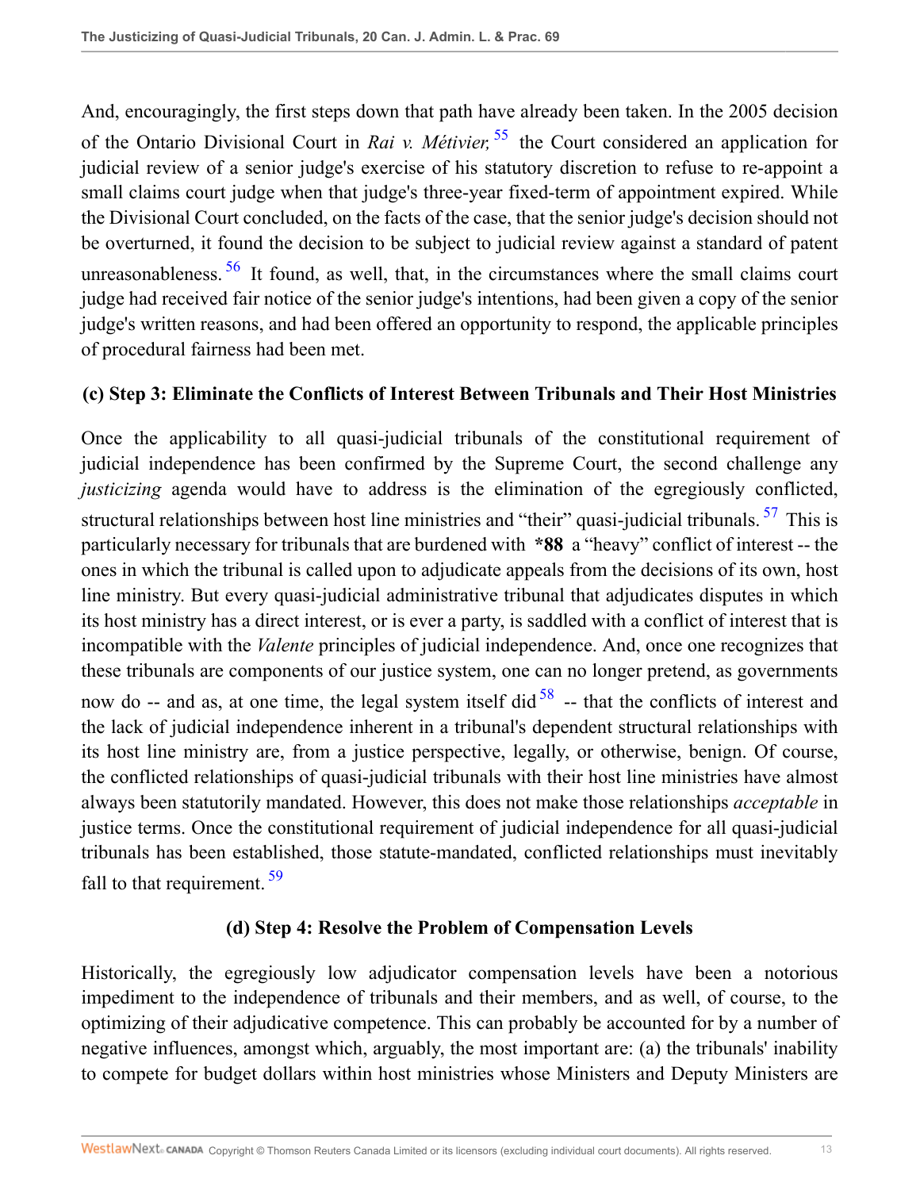And, encouragingly, the first steps down that path have already been taken. In the 2005 decision of the Ontario Divisional Court in *Rai v. Métivier,* [55] the Court considered an application for judicial review of a senior judge's exercise of his statutory discretion to refuse to re-appoint a small claims court judge when that judge's three-year fixed-term of appointment expired. While the Divisional Court concluded, on the facts of the case, that the senior judge's decision should not be overturned, it found the decision to be subject to judicial review against a standard of patent unreasonableness. [56] It found, as well, that, in the circumstances where the small claims court judge had received fair notice of the senior judge's intentions, had been given a copy of the senior judge's written reasons, and had been offered an opportunity to respond, the applicable principles of procedural fairness had been met.

### (c) Step 3: Eliminate the Conflicts of Interest Between Tribunals and Their Host Ministries

Once the applicability to all quasi-judicial tribunals of the constitutional requirement of judicial independence has been confirmed by the Supreme Court, the second challenge any *justicizing* agenda would have to address is the elimination of the egregiously conflicted, structural relationships between host line ministries and "their" quasi-judicial tribunals. [57] This is particularly necessary for tribunals that are burdened with **\*88** a "heavy" conflict of interest -- the ones in which the tribunal is called upon to adjudicate appeals from the decisions of its own, host line ministry. But every quasi-judicial administrative tribunal that adjudicates disputes in which its host ministry has a direct interest, or is ever a party, is saddled with a conflict of interest that is incompatible with the *Valente* principles of judicial independence. And, once one recognizes that these tribunals are components of our justice system, one can no longer pretend, as governments now do -- and as, at one time, the legal system itself did [58] -- that the conflicts of interest and the lack of judicial independence inherent in a tribunal's dependent structural relationships with its host line ministry are, from a justice perspective, legally, or otherwise, benign. Of course, the conflicted relationships of quasi-judicial tribunals with their host line ministries have almost always been statutorily mandated. However, this does not make those relationships *acceptable* in justice terms. Once the constitutional requirement of judicial independence for all quasi-judicial tribunals has been established, those statute-mandated, conflicted relationships must inevitably fall to that requirement. [59]

### (d) Step 4: Resolve the Problem of Compensation Levels

Historically, the egregiously low adjudicator compensation levels have been a notorious impediment to the independence of tribunals and their members, and as well, of course, to the optimizing of their adjudicative competence. This can probably be accounted for by a number of negative influences, amongst which, arguably, the most important are: (a) the tribunals' inability to compete for budget dollars within host ministries whose Ministers and Deputy Ministers are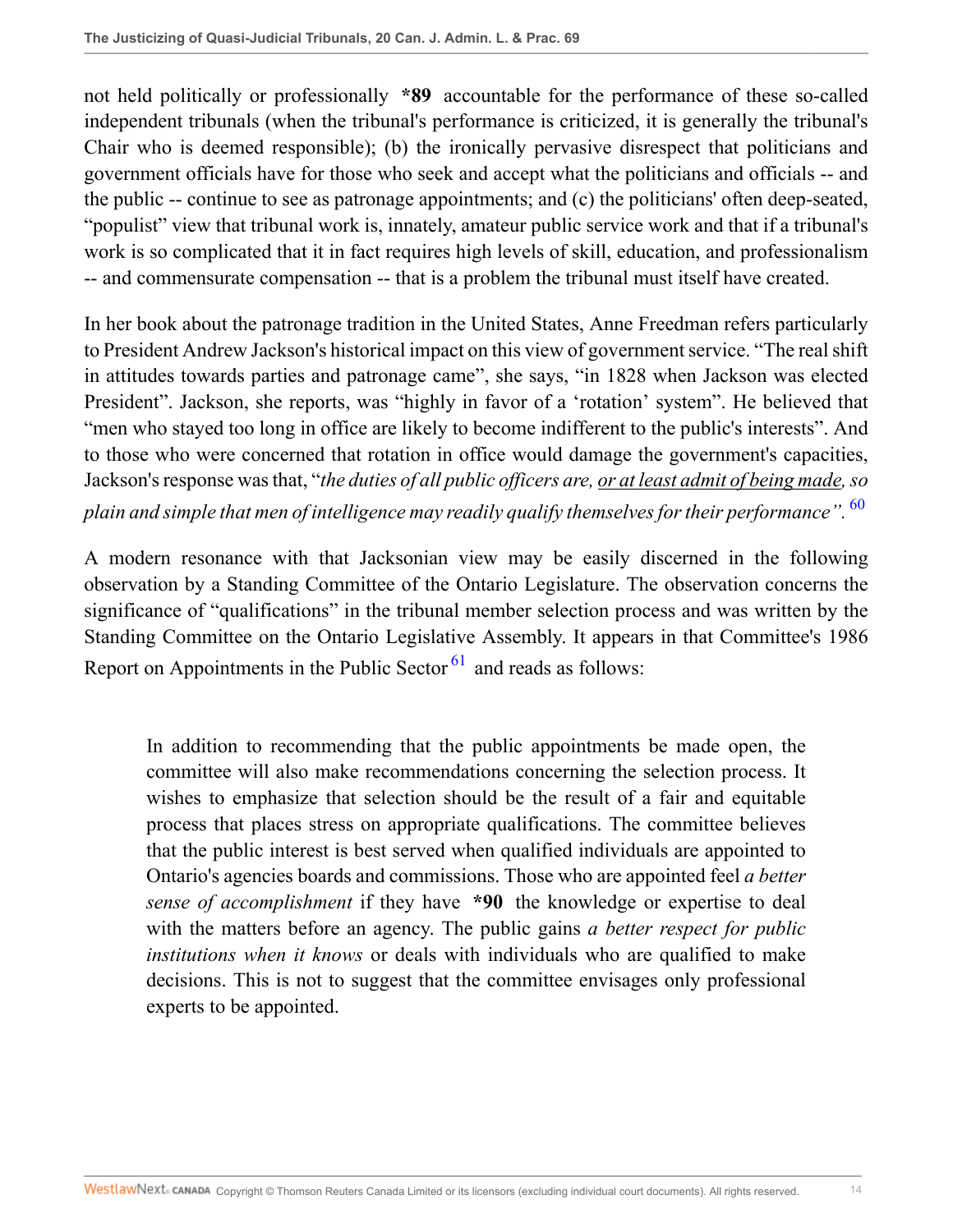not held politically or professionally **\*89** accountable for the performance of these so-called independent tribunals (when the tribunal's performance is criticized, it is generally the tribunal's Chair who is deemed responsible); (b) the ironically pervasive disrespect that politicians and government officials have for those who seek and accept what the politicians and officials -- and the public -- continue to see as patronage appointments; and (c) the politicians' often deep-seated, "populist" view that tribunal work is, innately, amateur public service work and that if a tribunal's work is so complicated that it in fact requires high levels of skill, education, and professionalism -- and commensurate compensation -- that is a problem the tribunal must itself have created.

In her book about the patronage tradition in the United States, Anne Freedman refers particularly to President Andrew Jackson's historical impact on this view of government service. "The real shift in attitudes towards parties and patronage came", she says, "in 1828 when Jackson was elected President". Jackson, she reports, was "highly in favor of a 'rotation' system". He believed that "men who stayed too long in office are likely to become indifferent to the public's interests". And to those who were concerned that rotation in office would damage the government's capacities, Jackson's response was that, "*the duties of all public officers are, <u>or at least admit of being made</u>, so plain and simple that men of intelligence may readily qualify themselves for their performance*".[60]

A modern resonance with that Jacksonian view may be easily discerned in the following observation by a Standing Committee of the Ontario Legislature. The observation concerns the significance of "qualifications" in the tribunal member selection process and was written by the Standing Committee on the Ontario Legislative Assembly. It appears in that Committee's 1986 Report on Appointments in the Public Sector[61] and reads as follows:

> In addition to recommending that the public appointments be made open, the committee will also make recommendations concerning the selection process. It wishes to emphasize that selection should be the result of a fair and equitable process that places stress on appropriate qualifications. The committee believes that the public interest is best served when qualified individuals are appointed to Ontario's agencies boards and commissions. Those who are appointed feel *a better sense of accomplishment* if they have **\*90** the knowledge or expertise to deal with the matters before an agency. The public gains *a better respect for public institutions when it knows* or deals with individuals who are qualified to make decisions. This is not to suggest that the committee envisages only professional experts to be appointed.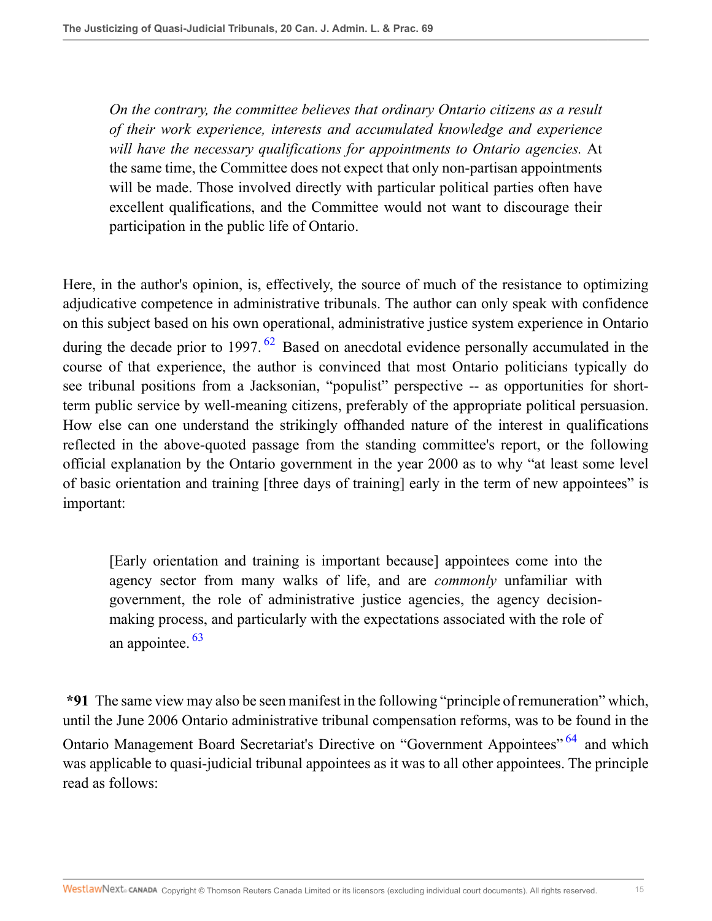> *On the contrary, the committee believes that ordinary Ontario citizens as a result of their work experience, interests and accumulated knowledge and experience will have the necessary qualifications for appointments to Ontario agencies.* At the same time, the Committee does not expect that only non-partisan appointments will be made. Those involved directly with particular political parties often have excellent qualifications, and the Committee would not want to discourage their participation in the public life of Ontario.

Here, in the author's opinion, is, effectively, the source of much of the resistance to optimizing adjudicative competence in administrative tribunals. The author can only speak with confidence on this subject based on his own operational, administrative justice system experience in Ontario during the decade prior to 1997.[62] Based on anecdotal evidence personally accumulated in the course of that experience, the author is convinced that most Ontario politicians typically do see tribunal positions from a Jacksonian, "populist" perspective -- as opportunities for short-term public service by well-meaning citizens, preferably of the appropriate political persuasion. How else can one understand the strikingly offhanded nature of the interest in qualifications reflected in the above-quoted passage from the standing committee's report, or the following official explanation by the Ontario government in the year 2000 as to why "at least some level of basic orientation and training [three days of training] early in the term of new appointees" is important:

> [Early orientation and training is important because] appointees come into the agency sector from many walks of life, and are *commonly* unfamiliar with government, the role of administrative justice agencies, the agency decision-making process, and particularly with the expectations associated with the role of an appointee.[63]

**\*91** The same view may also be seen manifest in the following "principle of remuneration" which, until the June 2006 Ontario administrative tribunal compensation reforms, was to be found in the Ontario Management Board Secretariat's Directive on "Government Appointees"[64] and which was applicable to quasi-judicial tribunal appointees as it was to all other appointees. The principle read as follows: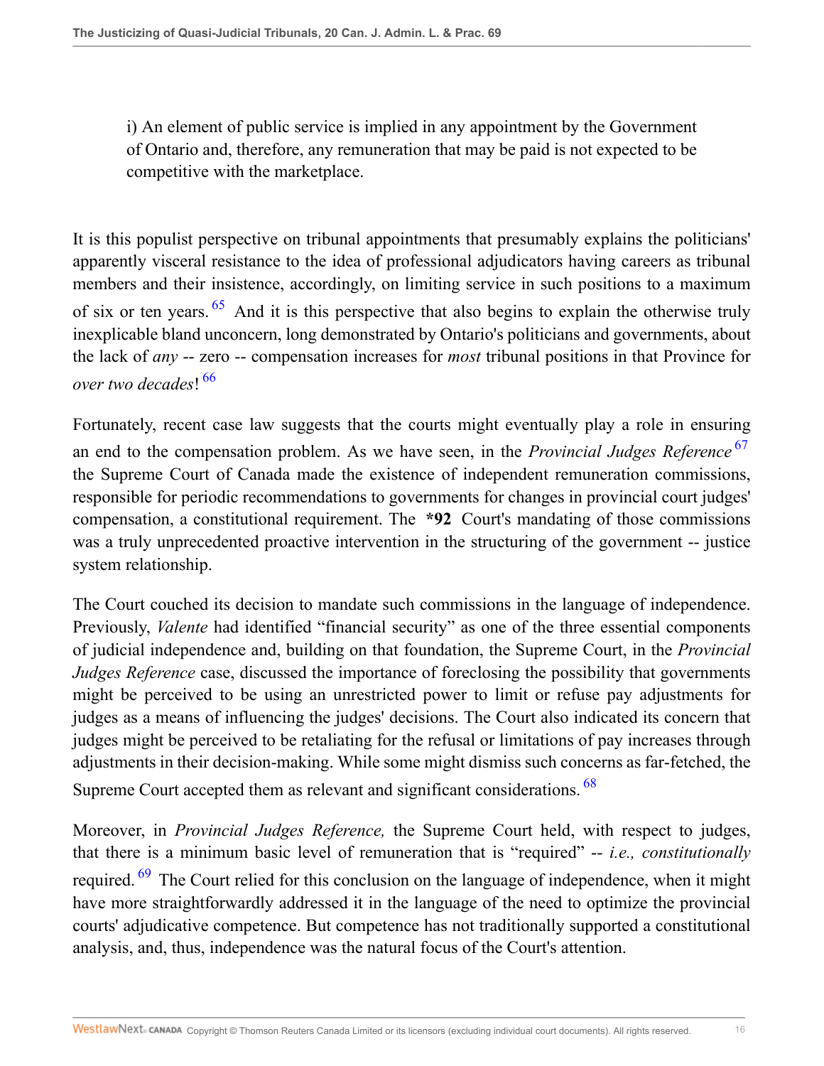> i) An element of public service is implied in any appointment by the Government of Ontario and, therefore, any remuneration that may be paid is not expected to be competitive with the marketplace.

It is this populist perspective on tribunal appointments that presumably explains the politicians' apparently visceral resistance to the idea of professional adjudicators having careers as tribunal members and their insistence, accordingly, on limiting service in such positions to a maximum of six or ten years.[65] And it is this perspective that also begins to explain the otherwise truly inexplicable bland unconcern, long demonstrated by Ontario's politicians and governments, about the lack of *any* -- zero -- compensation increases for *most* tribunal positions in that Province for *over two decades*![66]

Fortunately, recent case law suggests that the courts might eventually play a role in ensuring an end to the compensation problem. As we have seen, in the *Provincial Judges Reference*[67] the Supreme Court of Canada made the existence of independent remuneration commissions, responsible for periodic recommendations to governments for changes in provincial court judges' compensation, a constitutional requirement. The **\*92** Court's mandating of those commissions was a truly unprecedented proactive intervention in the structuring of the government -- justice system relationship.

The Court couched its decision to mandate such commissions in the language of independence. Previously, *Valente* had identified "financial security" as one of the three essential components of judicial independence and, building on that foundation, the Supreme Court, in the *Provincial Judges Reference* case, discussed the importance of foreclosing the possibility that governments might be perceived to be using an unrestricted power to limit or refuse pay adjustments for judges as a means of influencing the judges' decisions. The Court also indicated its concern that judges might be perceived to be retaliating for the refusal or limitations of pay increases through adjustments in their decision-making. While some might dismiss such concerns as far-fetched, the Supreme Court accepted them as relevant and significant considerations.[68]

Moreover, in *Provincial Judges Reference,* the Supreme Court held, with respect to judges, that there is a minimum basic level of remuneration that is "required" -- *i.e., constitutionally* required.[69] The Court relied for this conclusion on the language of independence, when it might have more straightforwardly addressed it in the language of the need to optimize the provincial courts' adjudicative competence. But competence has not traditionally supported a constitutional analysis, and, thus, independence was the natural focus of the Court's attention.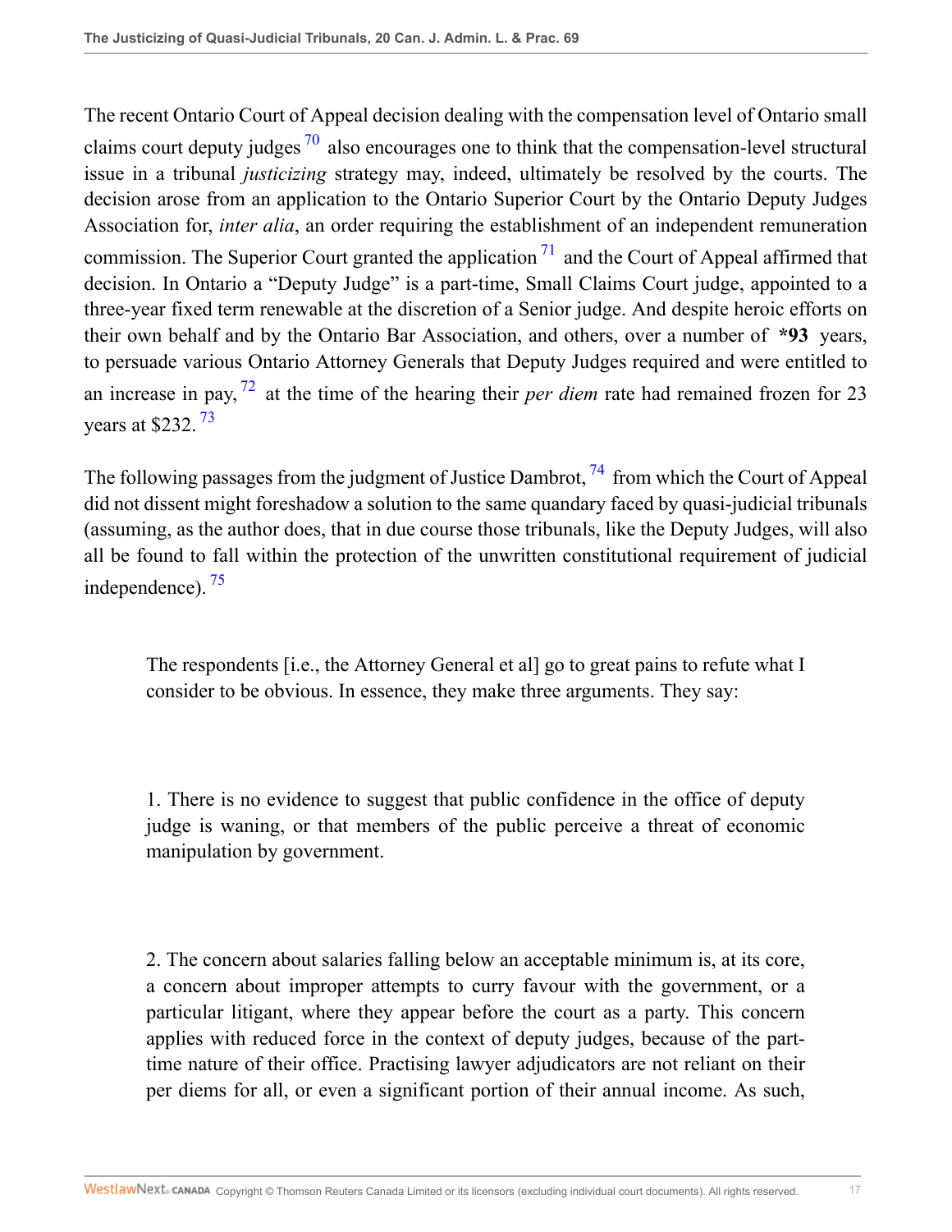The recent Ontario Court of Appeal decision dealing with the compensation level of Ontario small claims court deputy judges [70] also encourages one to think that the compensation-level structural issue in a tribunal *justicizing* strategy may, indeed, ultimately be resolved by the courts. The decision arose from an application to the Ontario Superior Court by the Ontario Deputy Judges Association for, *inter alia*, an order requiring the establishment of an independent remuneration commission. The Superior Court granted the application [71] and the Court of Appeal affirmed that decision. In Ontario a "Deputy Judge" is a part-time, Small Claims Court judge, appointed to a three-year fixed term renewable at the discretion of a Senior judge. And despite heroic efforts on their own behalf and by the Ontario Bar Association, and others, over a number of **\*93** years, to persuade various Ontario Attorney Generals that Deputy Judges required and were entitled to an increase in pay, [72] at the time of the hearing their *per diem* rate had remained frozen for 23 years at $232. [73]

The following passages from the judgment of Justice Dambrot, [74] from which the Court of Appeal did not dissent might foreshadow a solution to the same quandary faced by quasi-judicial tribunals (assuming, as the author does, that in due course those tribunals, like the Deputy Judges, will also all be found to fall within the protection of the unwritten constitutional requirement of judicial independence). [75]

> The respondents [i.e., the Attorney General et al] go to great pains to refute what I consider to be obvious. In essence, they make three arguments. They say:
>
> 1. There is no evidence to suggest that public confidence in the office of deputy judge is waning, or that members of the public perceive a threat of economic manipulation by government.
>
> 2. The concern about salaries falling below an acceptable minimum is, at its core, a concern about improper attempts to curry favour with the government, or a particular litigant, where they appear before the court as a party. This concern applies with reduced force in the context of deputy judges, because of the part-time nature of their office. Practising lawyer adjudicators are not reliant on their per diems for all, or even a significant portion of their annual income. As such,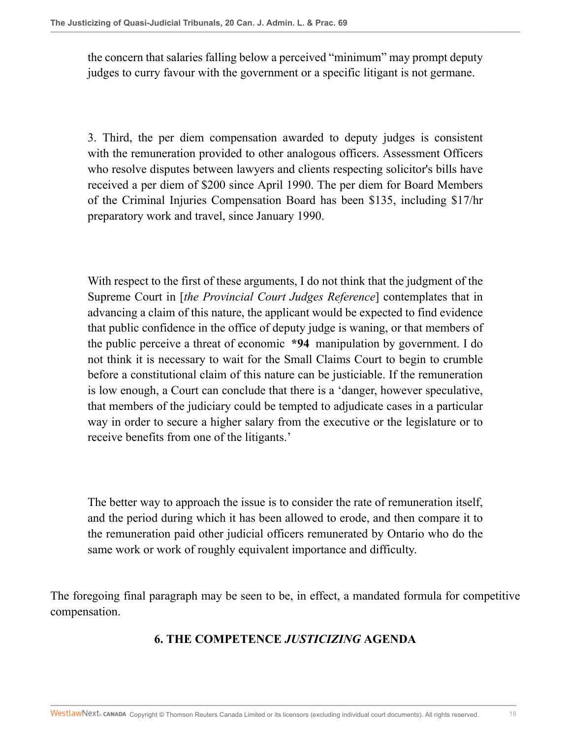the concern that salaries falling below a perceived "minimum" may prompt deputy judges to curry favour with the government or a specific litigant is not germane.

3. Third, the per diem compensation awarded to deputy judges is consistent with the remuneration provided to other analogous officers. Assessment Officers who resolve disputes between lawyers and clients respecting solicitor's bills have received a per diem of $200 since April 1990. The per diem for Board Members of the Criminal Injuries Compensation Board has been $135, including $17/hr preparatory work and travel, since January 1990.

With respect to the first of these arguments, I do not think that the judgment of the Supreme Court in [*the Provincial Court Judges Reference*] contemplates that in advancing a claim of this nature, the applicant would be expected to find evidence that public confidence in the office of deputy judge is waning, or that members of the public perceive a threat of economic **\*94** manipulation by government. I do not think it is necessary to wait for the Small Claims Court to begin to crumble before a constitutional claim of this nature can be justiciable. If the remuneration is low enough, a Court can conclude that there is a 'danger, however speculative, that members of the judiciary could be tempted to adjudicate cases in a particular way in order to secure a higher salary from the executive or the legislature or to receive benefits from one of the litigants.'

The better way to approach the issue is to consider the rate of remuneration itself, and the period during which it has been allowed to erode, and then compare it to the remuneration paid other judicial officers remunerated by Ontario who do the same work or work of roughly equivalent importance and difficulty.

The foregoing final paragraph may be seen to be, in effect, a mandated formula for competitive compensation.

## 6. THE COMPETENCE *JUSTICIZING* AGENDA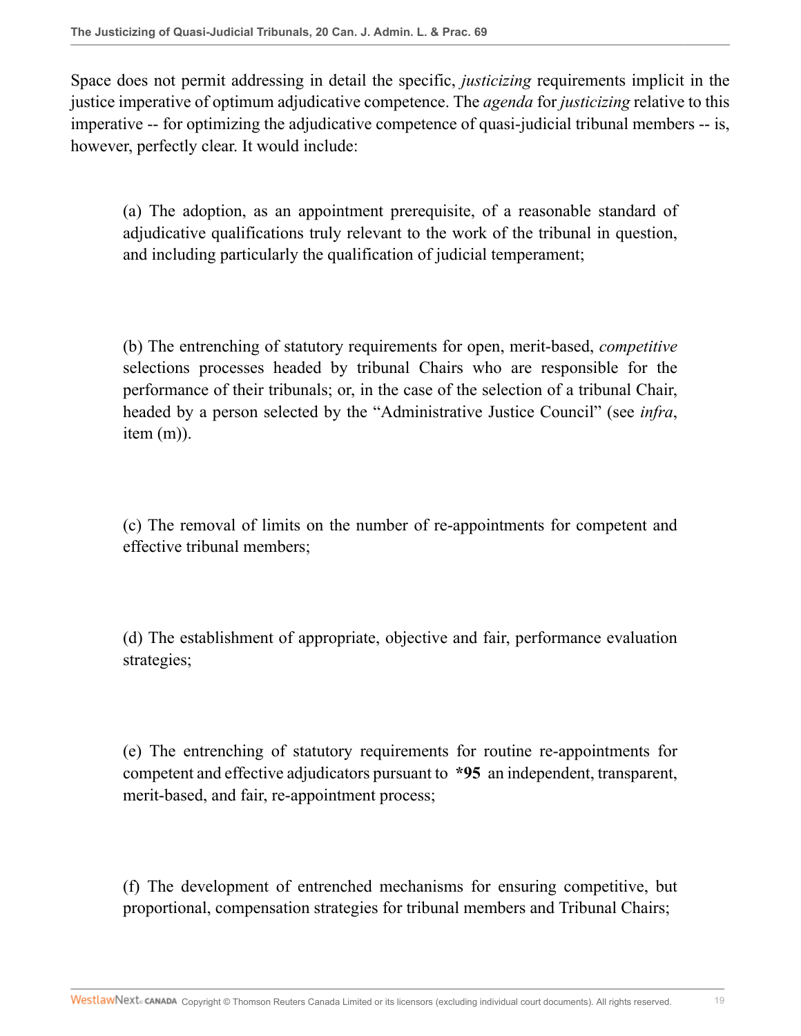Space does not permit addressing in detail the specific, *justicizing* requirements implicit in the justice imperative of optimum adjudicative competence. The *agenda* for *justicizing* relative to this imperative -- for optimizing the adjudicative competence of quasi-judicial tribunal members -- is, however, perfectly clear. It would include:

> (a) The adoption, as an appointment prerequisite, of a reasonable standard of adjudicative qualifications truly relevant to the work of the tribunal in question, and including particularly the qualification of judicial temperament;

> (b) The entrenching of statutory requirements for open, merit-based, *competitive* selections processes headed by tribunal Chairs who are responsible for the performance of their tribunals; or, in the case of the selection of a tribunal Chair, headed by a person selected by the "Administrative Justice Council" (see *infra*, item (m)).

> (c) The removal of limits on the number of re-appointments for competent and effective tribunal members;

> (d) The establishment of appropriate, objective and fair, performance evaluation strategies;

> (e) The entrenching of statutory requirements for routine re-appointments for competent and effective adjudicators pursuant to **\*95** an independent, transparent, merit-based, and fair, re-appointment process;

> (f) The development of entrenched mechanisms for ensuring competitive, but proportional, compensation strategies for tribunal members and Tribunal Chairs;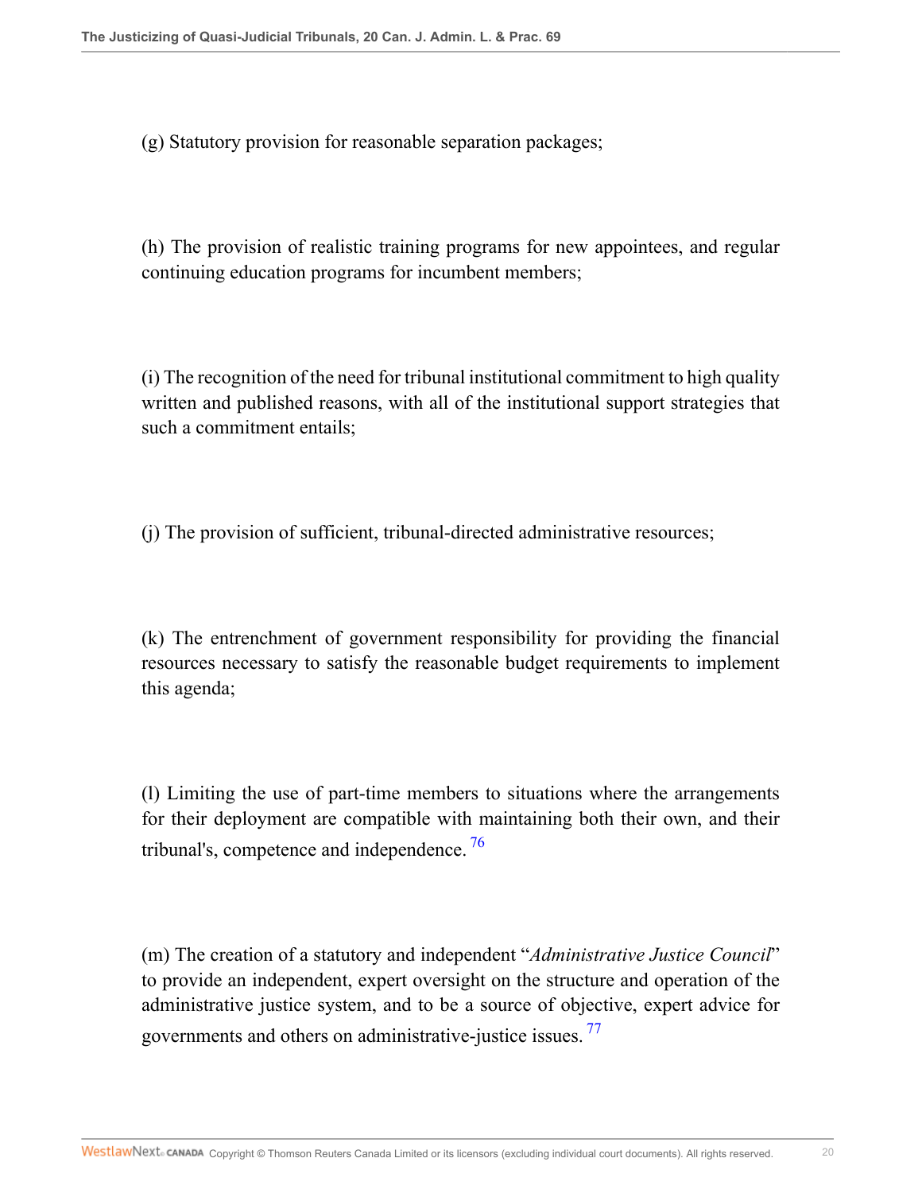(g) Statutory provision for reasonable separation packages;

(h) The provision of realistic training programs for new appointees, and regular continuing education programs for incumbent members;

(i) The recognition of the need for tribunal institutional commitment to high quality written and published reasons, with all of the institutional support strategies that such a commitment entails;

(j) The provision of sufficient, tribunal-directed administrative resources;

(k) The entrenchment of government responsibility for providing the financial resources necessary to satisfy the reasonable budget requirements to implement this agenda;

(l) Limiting the use of part-time members to situations where the arrangements for their deployment are compatible with maintaining both their own, and their tribunal's, competence and independence. [76]

(m) The creation of a statutory and independent "*Administrative Justice Council*" to provide an independent, expert oversight on the structure and operation of the administrative justice system, and to be a source of objective, expert advice for governments and others on administrative-justice issues. [77]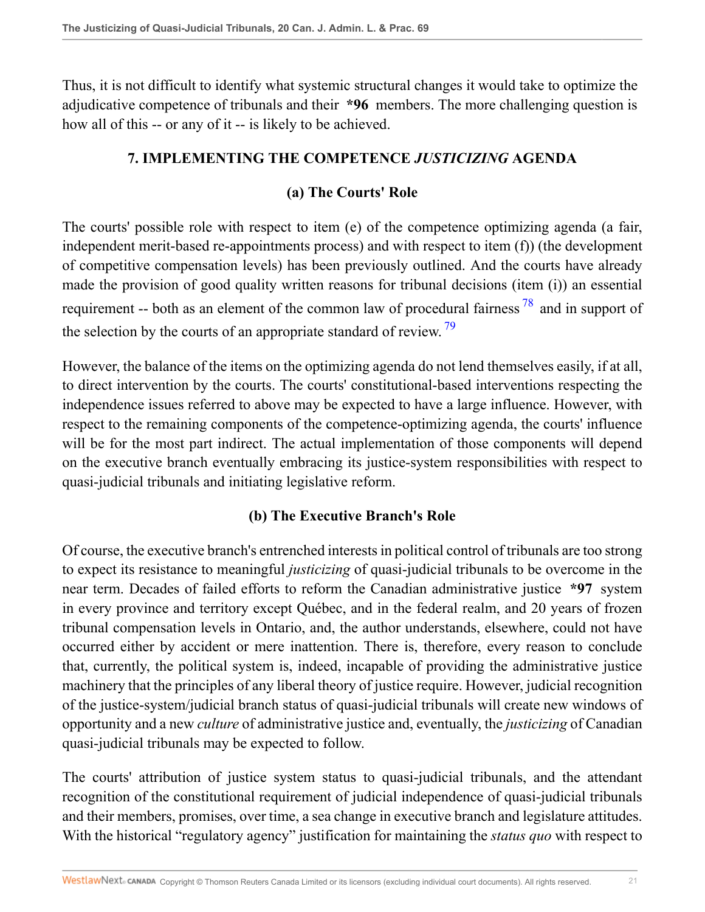Thus, it is not difficult to identify what systemic structural changes it would take to optimize the adjudicative competence of tribunals and their **\*96** members. The more challenging question is how all of this -- or any of it -- is likely to be achieved.

## 7. IMPLEMENTING THE COMPETENCE *JUSTICIZING* AGENDA

### (a) The Courts' Role

The courts' possible role with respect to item (e) of the competence optimizing agenda (a fair, independent merit-based re-appointments process) and with respect to item (f)) (the development of competitive compensation levels) has been previously outlined. And the courts have already made the provision of good quality written reasons for tribunal decisions (item (i)) an essential requirement -- both as an element of the common law of procedural fairness [78] and in support of the selection by the courts of an appropriate standard of review. [79]

However, the balance of the items on the optimizing agenda do not lend themselves easily, if at all, to direct intervention by the courts. The courts' constitutional-based interventions respecting the independence issues referred to above may be expected to have a large influence. However, with respect to the remaining components of the competence-optimizing agenda, the courts' influence will be for the most part indirect. The actual implementation of those components will depend on the executive branch eventually embracing its justice-system responsibilities with respect to quasi-judicial tribunals and initiating legislative reform.

### (b) The Executive Branch's Role

Of course, the executive branch's entrenched interests in political control of tribunals are too strong to expect its resistance to meaningful *justicizing* of quasi-judicial tribunals to be overcome in the near term. Decades of failed efforts to reform the Canadian administrative justice **\*97** system in every province and territory except Québec, and in the federal realm, and 20 years of frozen tribunal compensation levels in Ontario, and, the author understands, elsewhere, could not have occurred either by accident or mere inattention. There is, therefore, every reason to conclude that, currently, the political system is, indeed, incapable of providing the administrative justice machinery that the principles of any liberal theory of justice require. However, judicial recognition of the justice-system/judicial branch status of quasi-judicial tribunals will create new windows of opportunity and a new *culture* of administrative justice and, eventually, the *justicizing* of Canadian quasi-judicial tribunals may be expected to follow.

The courts' attribution of justice system status to quasi-judicial tribunals, and the attendant recognition of the constitutional requirement of judicial independence of quasi-judicial tribunals and their members, promises, over time, a sea change in executive branch and legislature attitudes. With the historical "regulatory agency" justification for maintaining the *status quo* with respect to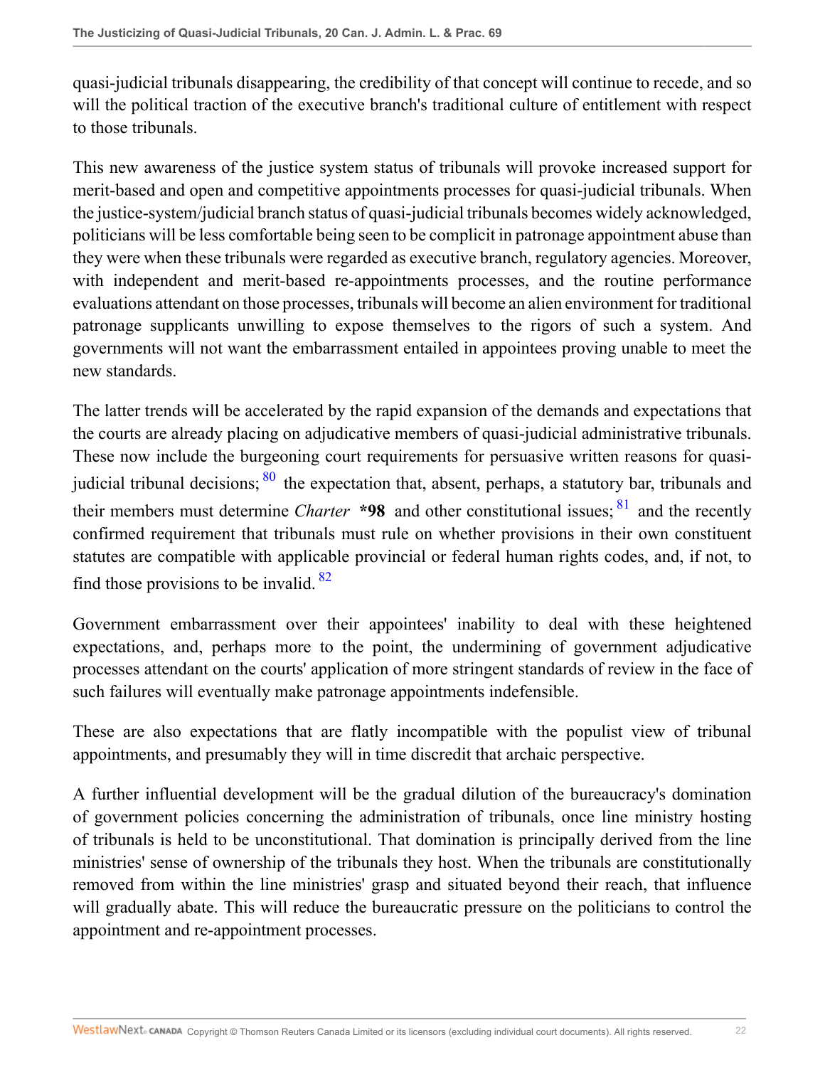quasi-judicial tribunals disappearing, the credibility of that concept will continue to recede, and so will the political traction of the executive branch's traditional culture of entitlement with respect to those tribunals.

This new awareness of the justice system status of tribunals will provoke increased support for merit-based and open and competitive appointments processes for quasi-judicial tribunals. When the justice-system/judicial branch status of quasi-judicial tribunals becomes widely acknowledged, politicians will be less comfortable being seen to be complicit in patronage appointment abuse than they were when these tribunals were regarded as executive branch, regulatory agencies. Moreover, with independent and merit-based re-appointments processes, and the routine performance evaluations attendant on those processes, tribunals will become an alien environment for traditional patronage supplicants unwilling to expose themselves to the rigors of such a system. And governments will not want the embarrassment entailed in appointees proving unable to meet the new standards.

The latter trends will be accelerated by the rapid expansion of the demands and expectations that the courts are already placing on adjudicative members of quasi-judicial administrative tribunals. These now include the burgeoning court requirements for persuasive written reasons for quasi-judicial tribunal decisions; [80] the expectation that, absent, perhaps, a statutory bar, tribunals and their members must determine *Charter* **\*98** and other constitutional issues; [81] and the recently confirmed requirement that tribunals must rule on whether provisions in their own constituent statutes are compatible with applicable provincial or federal human rights codes, and, if not, to find those provisions to be invalid. [82]

Government embarrassment over their appointees' inability to deal with these heightened expectations, and, perhaps more to the point, the undermining of government adjudicative processes attendant on the courts' application of more stringent standards of review in the face of such failures will eventually make patronage appointments indefensible.

These are also expectations that are flatly incompatible with the populist view of tribunal appointments, and presumably they will in time discredit that archaic perspective.

A further influential development will be the gradual dilution of the bureaucracy's domination of government policies concerning the administration of tribunals, once line ministry hosting of tribunals is held to be unconstitutional. That domination is principally derived from the line ministries' sense of ownership of the tribunals they host. When the tribunals are constitutionally removed from within the line ministries' grasp and situated beyond their reach, that influence will gradually abate. This will reduce the bureaucratic pressure on the politicians to control the appointment and re-appointment processes.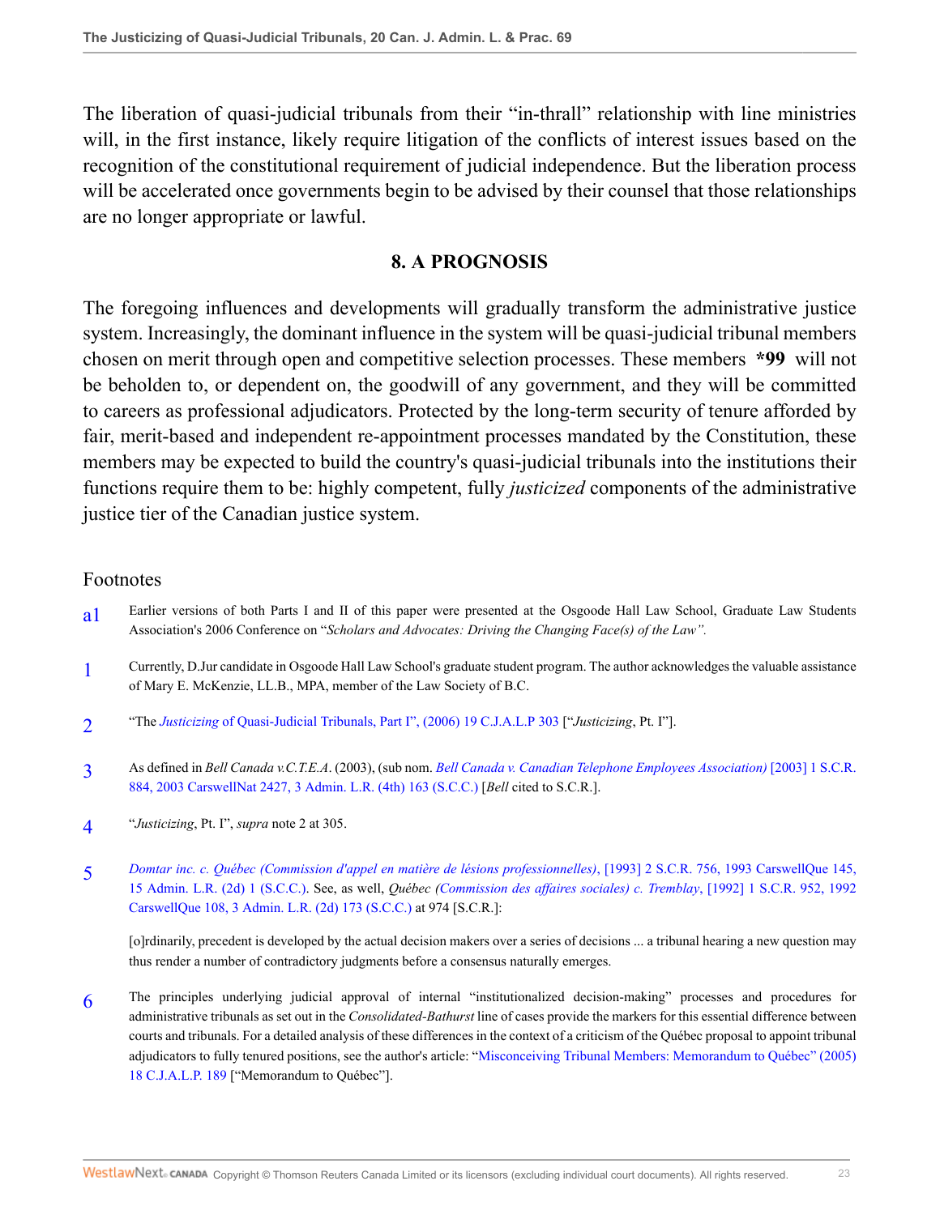The liberation of quasi-judicial tribunals from their "in-thrall" relationship with line ministries will, in the first instance, likely require litigation of the conflicts of interest issues based on the recognition of the constitutional requirement of judicial independence. But the liberation process will be accelerated once governments begin to be advised by their counsel that those relationships are no longer appropriate or lawful.

## 8. A PROGNOSIS

The foregoing influences and developments will gradually transform the administrative justice system. Increasingly, the dominant influence in the system will be quasi-judicial tribunal members chosen on merit through open and competitive selection processes. These members **\*99** will not be beholden to, or dependent on, the goodwill of any government, and they will be committed to careers as professional adjudicators. Protected by the long-term security of tenure afforded by fair, merit-based and independent re-appointment processes mandated by the Constitution, these members may be expected to build the country's quasi-judicial tribunals into the institutions their functions require them to be: highly competent, fully *justicized* components of the administrative justice tier of the Canadian justice system.

### Footnotes

a1 Earlier versions of both Parts I and II of this paper were presented at the Osgoode Hall Law School, Graduate Law Students Association's 2006 Conference on "*Scholars and Advocates: Driving the Changing Face(s) of the Law".*

1 Currently, D.Jur candidate in Osgoode Hall Law School's graduate student program. The author acknowledges the valuable assistance of Mary E. McKenzie, LL.B., MPA, member of the Law Society of B.C.

2 "The *Justicizing* of Quasi-Judicial Tribunals, Part I", (2006) 19 C.J.A.L.P 303 ["*Justicizing*, Pt. I"].

3 As defined in *Bell Canada v.C.T.E.A*. (2003), (sub nom. *Bell Canada v. Canadian Telephone Employees Association)* [2003] 1 S.C.R. 884, 2003 CarswellNat 2427, 3 Admin. L.R. (4th) 163 (S.C.C.) [*Bell* cited to S.C.R.].

4 "*Justicizing*, Pt. I", *supra* note 2 at 305.

5 *Domtar inc. c. Québec (Commission d'appel en matière de lésions professionnelles)*, [1993] 2 S.C.R. 756, 1993 CarswellQue 145, 15 Admin. L.R. (2d) 1 (S.C.C.). See, as well, *Québec (Commission des affaires sociales) c. Tremblay*, [1992] 1 S.C.R. 952, 1992 CarswellQue 108, 3 Admin. L.R. (2d) 173 (S.C.C.) at 974 [S.C.R.]:

> [o]rdinarily, precedent is developed by the actual decision makers over a series of decisions ... a tribunal hearing a new question may thus render a number of contradictory judgments before a consensus naturally emerges.

6 The principles underlying judicial approval of internal "institutionalized decision-making" processes and procedures for administrative tribunals as set out in the *Consolidated-Bathurst* line of cases provide the markers for this essential difference between courts and tribunals. For a detailed analysis of these differences in the context of a criticism of the Québec proposal to appoint tribunal adjudicators to fully tenured positions, see the author's article: "Misconceiving Tribunal Members: Memorandum to Québec" (2005) 18 C.J.A.L.P. 189 ["Memorandum to Québec"].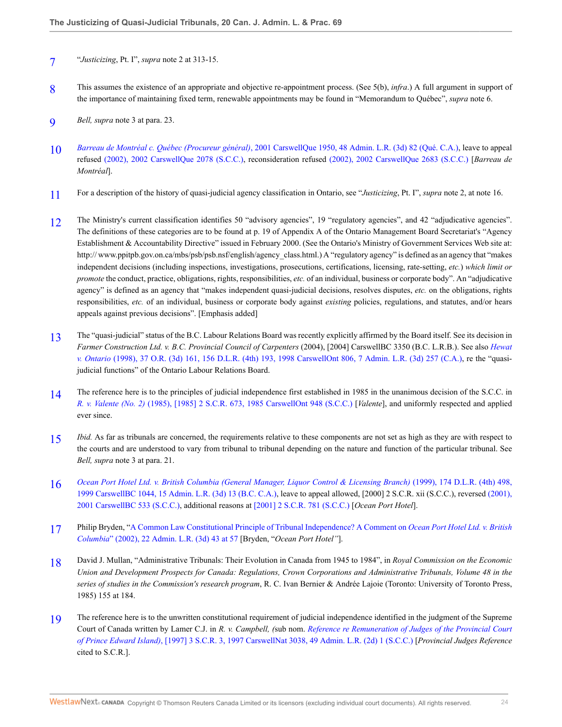7 "*Justicizing*, Pt. I", *supra* note 2 at 313-15.

8 This assumes the existence of an appropriate and objective re-appointment process. (See 5(b), *infra*.) A full argument in support of the importance of maintaining fixed term, renewable appointments may be found in "Memorandum to Québec", *supra* note 6.

9 *Bell, supra* note 3 at para. 23.

10 *Barreau de Montréal c. Québec (Procureur général)*, 2001 CarswellQue 1950, 48 Admin. L.R. (3d) 82 (Qué. C.A.), leave to appeal refused (2002), 2002 CarswellQue 2078 (S.C.C.), reconsideration refused (2002), 2002 CarswellQue 2683 (S.C.C.) [*Barreau de Montréal*].

11 For a description of the history of quasi-judicial agency classification in Ontario, see "*Justicizing*, Pt. I", *supra* note 2, at note 16.

12 The Ministry's current classification identifies 50 "advisory agencies", 19 "regulatory agencies", and 42 "adjudicative agencies". The definitions of these categories are to be found at p. 19 of Appendix A of the Ontario Management Board Secretariat's "Agency Establishment & Accountability Directive" issued in February 2000. (See the Ontario's Ministry of Government Services Web site at: http:// www.ppitpb.gov.on.ca/mbs/psb/psb.nsf/english/agency_class.html.) A "regulatory agency" is defined as an agency that "makes independent decisions (including inspections, investigations, prosecutions, certifications, licensing, rate-setting, *etc.*) *which limit or promote* the conduct, practice, obligations, rights, responsibilities, *etc.* of an individual, business or corporate body". An "adjudicative agency" is defined as an agency that "makes independent quasi-judicial decisions, resolves disputes, *etc.* on the obligations, rights responsibilities, *etc.* of an individual, business or corporate body against *existing* policies, regulations, and statutes, and/or hears appeals against previous decisions". [Emphasis added]

13 The "quasi-judicial" status of the B.C. Labour Relations Board was recently explicitly affirmed by the Board itself. See its decision in *Farmer Construction Ltd. v. B.C. Provincial Council of Carpenters* (2004), [2004] CarswellBC 3350 (B.C. L.R.B.). See also *Hewat v. Ontario* (1998), 37 O.R. (3d) 161, 156 D.L.R. (4th) 193, 1998 CarswellOnt 806, 7 Admin. L.R. (3d) 257 (C.A.), re the "quasi-judicial functions" of the Ontario Labour Relations Board.

14 The reference here is to the principles of judicial independence first established in 1985 in the unanimous decision of the S.C.C. in *R. v. Valente (No. 2)* (1985), [1985] 2 S.C.R. 673, 1985 CarswellOnt 948 (S.C.C.) [*Valente*], and uniformly respected and applied ever since.

15 *Ibid.* As far as tribunals are concerned, the requirements relative to these components are not set as high as they are with respect to the courts and are understood to vary from tribunal to tribunal depending on the nature and function of the particular tribunal. See *Bell, supra* note 3 at para. 21.

16 *Ocean Port Hotel Ltd. v. British Columbia (General Manager, Liquor Control & Licensing Branch)* (1999), 174 D.L.R. (4th) 498, 1999 CarswellBC 1044, 15 Admin. L.R. (3d) 13 (B.C. C.A.), leave to appeal allowed, [2000] 2 S.C.R. xii (S.C.C.), reversed (2001), 2001 CarswellBC 533 (S.C.C.), additional reasons at [2001] 2 S.C.R. 781 (S.C.C.) [*Ocean Port Hotel*].

17 Philip Bryden, "A Common Law Constitutional Principle of Tribunal Independence? A Comment on *Ocean Port Hotel Ltd. v. British Columbia*" (2002), 22 Admin. L.R. (3d) 43 at 57 [Bryden, "*Ocean Port Hotel"*].

18 David J. Mullan, "Administrative Tribunals: Their Evolution in Canada from 1945 to 1984", in *Royal Commission on the Economic Union and Development Prospects for Canada: Regulations, Crown Corporations and Administrative Tribunals, Volume 48 in the series of studies in the Commission's research program*, R. C. Ivan Bernier & Andrée Lajoie (Toronto: University of Toronto Press, 1985) 155 at 184.

19 The reference here is to the unwritten constitutional requirement of judicial independence identified in the judgment of the Supreme Court of Canada written by Lamer C.J. in *R. v. Campbell, (*sub nom. *Reference re Remuneration of Judges of the Provincial Court of Prince Edward Island)*, [1997] 3 S.C.R. 3, 1997 CarswellNat 3038, 49 Admin. L.R. (2d) 1 (S.C.C.) [*Provincial Judges Reference* cited to S.C.R.].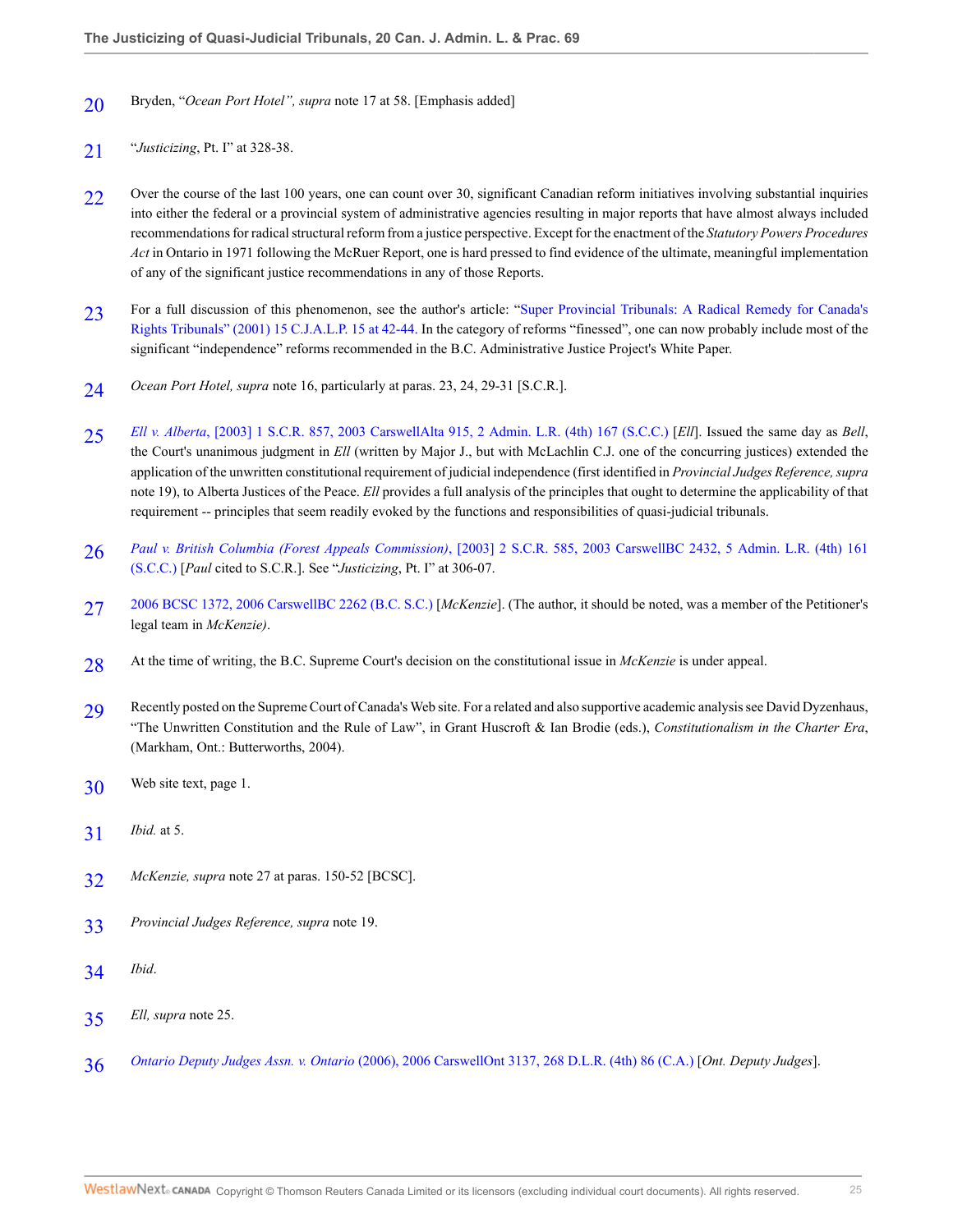20 Bryden, "*Ocean Port Hotel", supra* note 17 at 58. [Emphasis added]

21 "*Justicizing*, Pt. I" at 328-38.

22 Over the course of the last 100 years, one can count over 30, significant Canadian reform initiatives involving substantial inquiries into either the federal or a provincial system of administrative agencies resulting in major reports that have almost always included recommendations for radical structural reform from a justice perspective. Except for the enactment of the *Statutory Powers Procedures Act* in Ontario in 1971 following the McRuer Report, one is hard pressed to find evidence of the ultimate, meaningful implementation of any of the significant justice recommendations in any of those Reports.

23 For a full discussion of this phenomenon, see the author's article: "Super Provincial Tribunals: A Radical Remedy for Canada's Rights Tribunals" (2001) 15 C.J.A.L.P. 15 at 42-44. In the category of reforms "finessed", one can now probably include most of the significant "independence" reforms recommended in the B.C. Administrative Justice Project's White Paper.

24 *Ocean Port Hotel, supra* note 16, particularly at paras. 23, 24, 29-31 [S.C.R.].

25 *Ell v. Alberta*, [2003] 1 S.C.R. 857, 2003 CarswellAlta 915, 2 Admin. L.R. (4th) 167 (S.C.C.) [*Ell*]. Issued the same day as *Bell*, the Court's unanimous judgment in *Ell* (written by Major J., but with McLachlin C.J. one of the concurring justices) extended the application of the unwritten constitutional requirement of judicial independence (first identified in *Provincial Judges Reference, supra* note 19), to Alberta Justices of the Peace. *Ell* provides a full analysis of the principles that ought to determine the applicability of that requirement -- principles that seem readily evoked by the functions and responsibilities of quasi-judicial tribunals.

26 *Paul v. British Columbia (Forest Appeals Commission)*, [2003] 2 S.C.R. 585, 2003 CarswellBC 2432, 5 Admin. L.R. (4th) 161 (S.C.C.) [*Paul* cited to S.C.R.]. See "*Justicizing*, Pt. I" at 306-07.

27 2006 BCSC 1372, 2006 CarswellBC 2262 (B.C. S.C.) [*McKenzie*]. (The author, it should be noted, was a member of the Petitioner's legal team in *McKenzie)*.

28 At the time of writing, the B.C. Supreme Court's decision on the constitutional issue in *McKenzie* is under appeal.

29 Recently posted on the Supreme Court of Canada's Web site. For a related and also supportive academic analysis see David Dyzenhaus, "The Unwritten Constitution and the Rule of Law", in Grant Huscroft & Ian Brodie (eds.), *Constitutionalism in the Charter Era*, (Markham, Ont.: Butterworths, 2004).

30 Web site text, page 1.

31 *Ibid.* at 5.

32 *McKenzie, supra* note 27 at paras. 150-52 [BCSC].

33 *Provincial Judges Reference, supra* note 19.

34 *Ibid*.

35 *Ell, supra* note 25.

36 *Ontario Deputy Judges Assn. v. Ontario* (2006), 2006 CarswellOnt 3137, 268 D.L.R. (4th) 86 (C.A.) [*Ont. Deputy Judges*].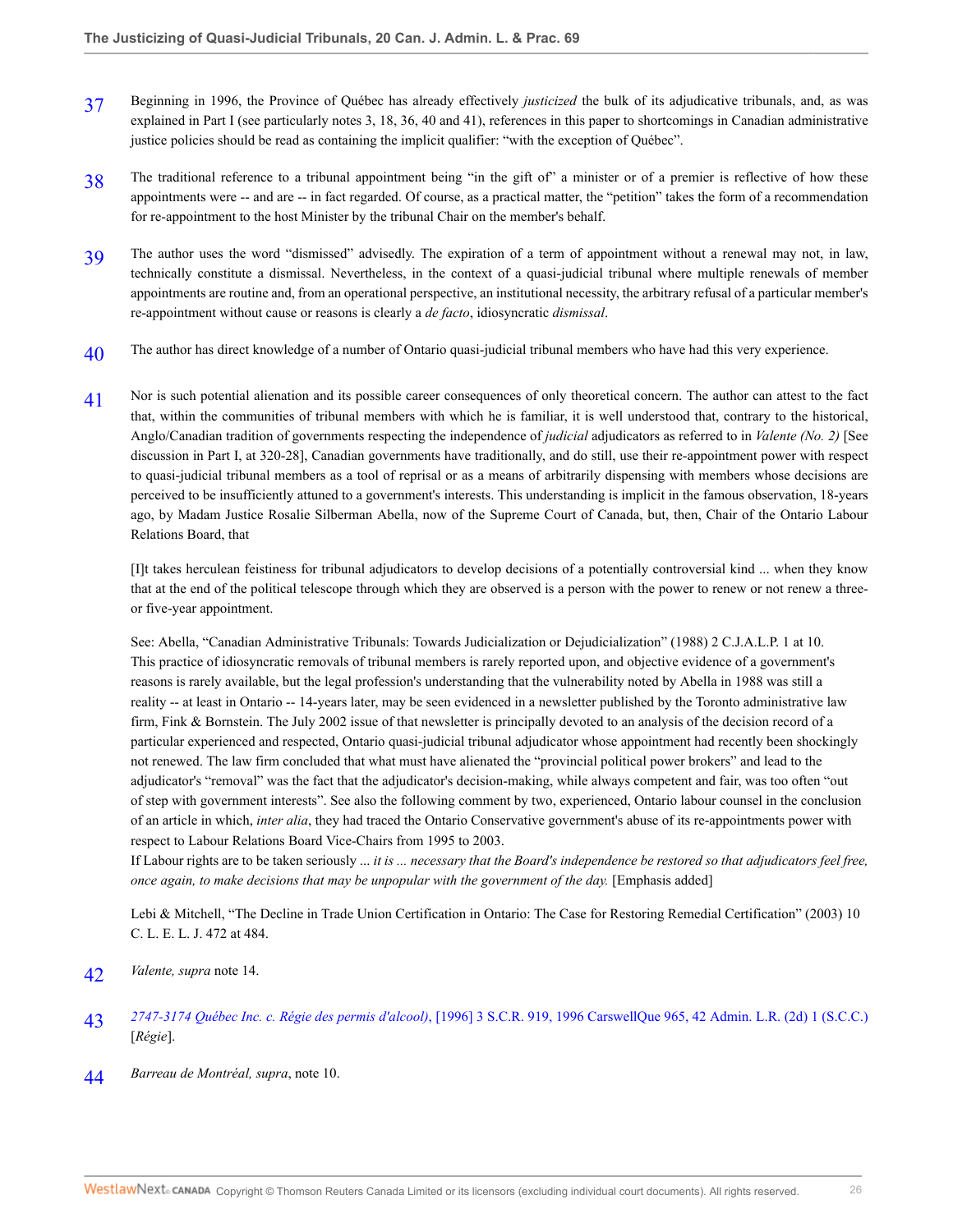37 Beginning in 1996, the Province of Québec has already effectively *justicized* the bulk of its adjudicative tribunals, and, as was explained in Part I (see particularly notes 3, 18, 36, 40 and 41), references in this paper to shortcomings in Canadian administrative justice policies should be read as containing the implicit qualifier: "with the exception of Québec".

38 The traditional reference to a tribunal appointment being "in the gift of" a minister or of a premier is reflective of how these appointments were -- and are -- in fact regarded. Of course, as a practical matter, the "petition" takes the form of a recommendation for re-appointment to the host Minister by the tribunal Chair on the member's behalf.

39 The author uses the word "dismissed" advisedly. The expiration of a term of appointment without a renewal may not, in law, technically constitute a dismissal. Nevertheless, in the context of a quasi-judicial tribunal where multiple renewals of member appointments are routine and, from an operational perspective, an institutional necessity, the arbitrary refusal of a particular member's re-appointment without cause or reasons is clearly a *de facto*, idiosyncratic *dismissal*.

40 The author has direct knowledge of a number of Ontario quasi-judicial tribunal members who have had this very experience.

41 Nor is such potential alienation and its possible career consequences of only theoretical concern. The author can attest to the fact that, within the communities of tribunal members with which he is familiar, it is well understood that, contrary to the historical, Anglo/Canadian tradition of governments respecting the independence of *judicial* adjudicators as referred to in *Valente (No. 2)* [See discussion in Part I, at 320-28], Canadian governments have traditionally, and do still, use their re-appointment power with respect to quasi-judicial tribunal members as a tool of reprisal or as a means of arbitrarily dispensing with members whose decisions are perceived to be insufficiently attuned to a government's interests. This understanding is implicit in the famous observation, 18-years ago, by Madam Justice Rosalie Silberman Abella, now of the Supreme Court of Canada, but, then, Chair of the Ontario Labour Relations Board, that

> [I]t takes herculean feistiness for tribunal adjudicators to develop decisions of a potentially controversial kind ... when they know that at the end of the political telescope through which they are observed is a person with the power to renew or not renew a three- or five-year appointment.

See: Abella, "Canadian Administrative Tribunals: Towards Judicialization or Dejudicialization" (1988) 2 C.J.A.L.P. 1 at 10. This practice of idiosyncratic removals of tribunal members is rarely reported upon, and objective evidence of a government's reasons is rarely available, but the legal profession's understanding that the vulnerability noted by Abella in 1988 was still a reality -- at least in Ontario -- 14-years later, may be seen evidenced in a newsletter published by the Toronto administrative law firm, Fink & Bornstein. The July 2002 issue of that newsletter is principally devoted to an analysis of the decision record of a particular experienced and respected, Ontario quasi-judicial tribunal adjudicator whose appointment had recently been shockingly not renewed. The law firm concluded that what must have alienated the "provincial political power brokers" and lead to the adjudicator's "removal" was the fact that the adjudicator's decision-making, while always competent and fair, was too often "out of step with government interests". See also the following comment by two, experienced, Ontario labour counsel in the conclusion of an article in which, *inter alia*, they had traced the Ontario Conservative government's abuse of its re-appointments power with respect to Labour Relations Board Vice-Chairs from 1995 to 2003.

> If Labour rights are to be taken seriously *... it is ... necessary that the Board's independence be restored so that adjudicators feel free, once again, to make decisions that may be unpopular with the government of the day.* [Emphasis added]

Lebi & Mitchell, "The Decline in Trade Union Certification in Ontario: The Case for Restoring Remedial Certification" (2003) 10 C. L. E. L. J. 472 at 484.

42 *Valente, supra* note 14.

43 *2747-3174 Québec Inc. c. Régie des permis d'alcool)*, [1996] 3 S.C.R. 919, 1996 CarswellQue 965, 42 Admin. L.R. (2d) 1 (S.C.C.) [*Régie*].

44 *Barreau de Montréal, supra*, note 10.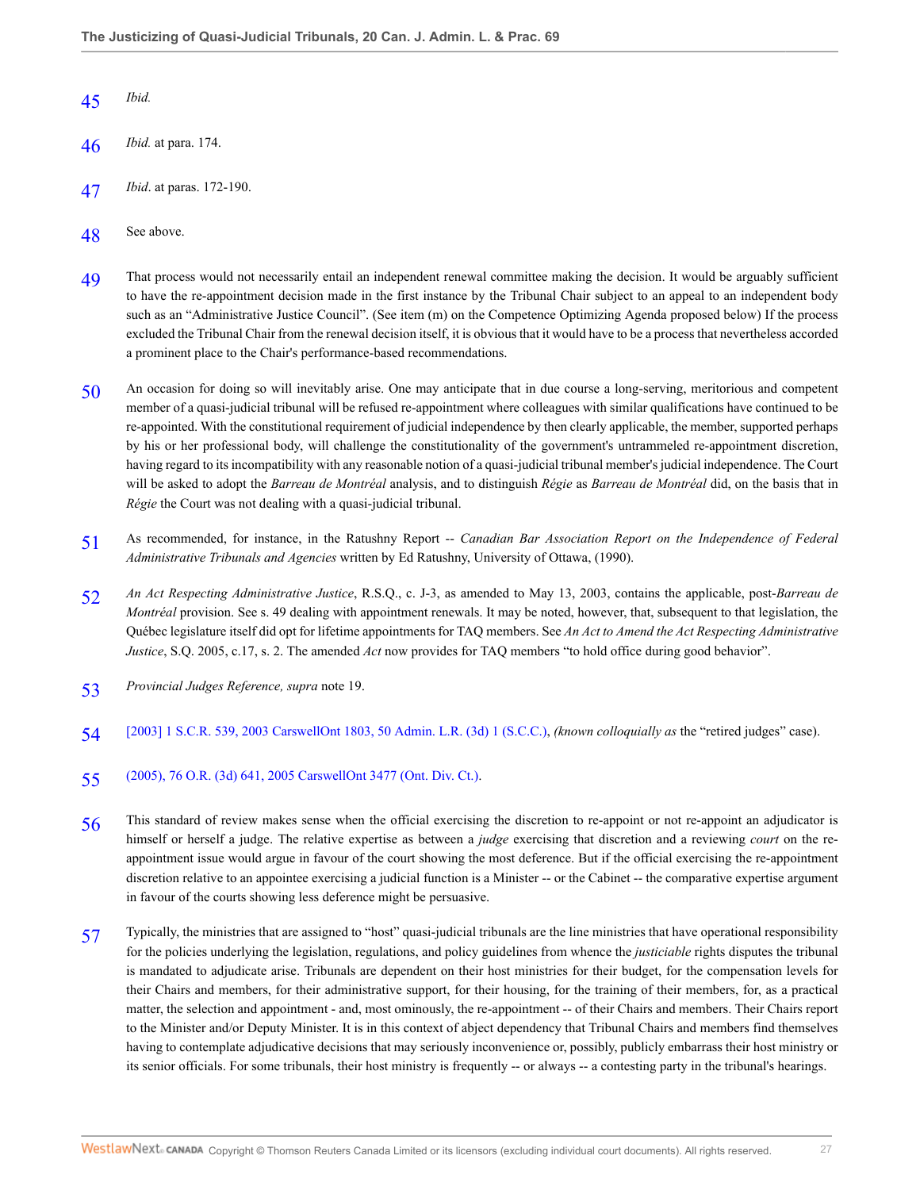45 *Ibid.*

46 *Ibid.* at para. 174.

47 *Ibid*. at paras. 172-190.

48 See above.

49 That process would not necessarily entail an independent renewal committee making the decision. It would be arguably sufficient to have the re-appointment decision made in the first instance by the Tribunal Chair subject to an appeal to an independent body such as an "Administrative Justice Council". (See item (m) on the Competence Optimizing Agenda proposed below) If the process excluded the Tribunal Chair from the renewal decision itself, it is obvious that it would have to be a process that nevertheless accorded a prominent place to the Chair's performance-based recommendations.

50 An occasion for doing so will inevitably arise. One may anticipate that in due course a long-serving, meritorious and competent member of a quasi-judicial tribunal will be refused re-appointment where colleagues with similar qualifications have continued to be re-appointed. With the constitutional requirement of judicial independence by then clearly applicable, the member, supported perhaps by his or her professional body, will challenge the constitutionality of the government's untrammeled re-appointment discretion, having regard to its incompatibility with any reasonable notion of a quasi-judicial tribunal member's judicial independence. The Court will be asked to adopt the *Barreau de Montréal* analysis, and to distinguish *Régie* as *Barreau de Montréal* did, on the basis that in *Régie* the Court was not dealing with a quasi-judicial tribunal.

51 As recommended, for instance, in the Ratushny Report -- *Canadian Bar Association Report on the Independence of Federal Administrative Tribunals and Agencies* written by Ed Ratushny, University of Ottawa, (1990).

52 *An Act Respecting Administrative Justice*, R.S.Q., c. J-3, as amended to May 13, 2003, contains the applicable, post-*Barreau de Montréal* provision. See s. 49 dealing with appointment renewals. It may be noted, however, that, subsequent to that legislation, the Québec legislature itself did opt for lifetime appointments for TAQ members. See *An Act to Amend the Act Respecting Administrative Justice*, S.Q. 2005, c.17, s. 2. The amended *Act* now provides for TAQ members "to hold office during good behavior".

53 *Provincial Judges Reference, supra* note 19.

54 [2003] 1 S.C.R. 539, 2003 CarswellOnt 1803, 50 Admin. L.R. (3d) 1 (S.C.C.), *(known colloquially as* the "retired judges" case).

55 (2005), 76 O.R. (3d) 641, 2005 CarswellOnt 3477 (Ont. Div. Ct.).

56 This standard of review makes sense when the official exercising the discretion to re-appoint or not re-appoint an adjudicator is himself or herself a judge. The relative expertise as between a *judge* exercising that discretion and a reviewing *court* on the re-appointment issue would argue in favour of the court showing the most deference. But if the official exercising the re-appointment discretion relative to an appointee exercising a judicial function is a Minister -- or the Cabinet -- the comparative expertise argument in favour of the courts showing less deference might be persuasive.

57 Typically, the ministries that are assigned to "host" quasi-judicial tribunals are the line ministries that have operational responsibility for the policies underlying the legislation, regulations, and policy guidelines from whence the *justiciable* rights disputes the tribunal is mandated to adjudicate arise. Tribunals are dependent on their host ministries for their budget, for the compensation levels for their Chairs and members, for their administrative support, for their housing, for the training of their members, for, as a practical matter, the selection and appointment - and, most ominously, the re-appointment -- of their Chairs and members. Their Chairs report to the Minister and/or Deputy Minister. It is in this context of abject dependency that Tribunal Chairs and members find themselves having to contemplate adjudicative decisions that may seriously inconvenience or, possibly, publicly embarrass their host ministry or its senior officials. For some tribunals, their host ministry is frequently -- or always -- a contesting party in the tribunal's hearings.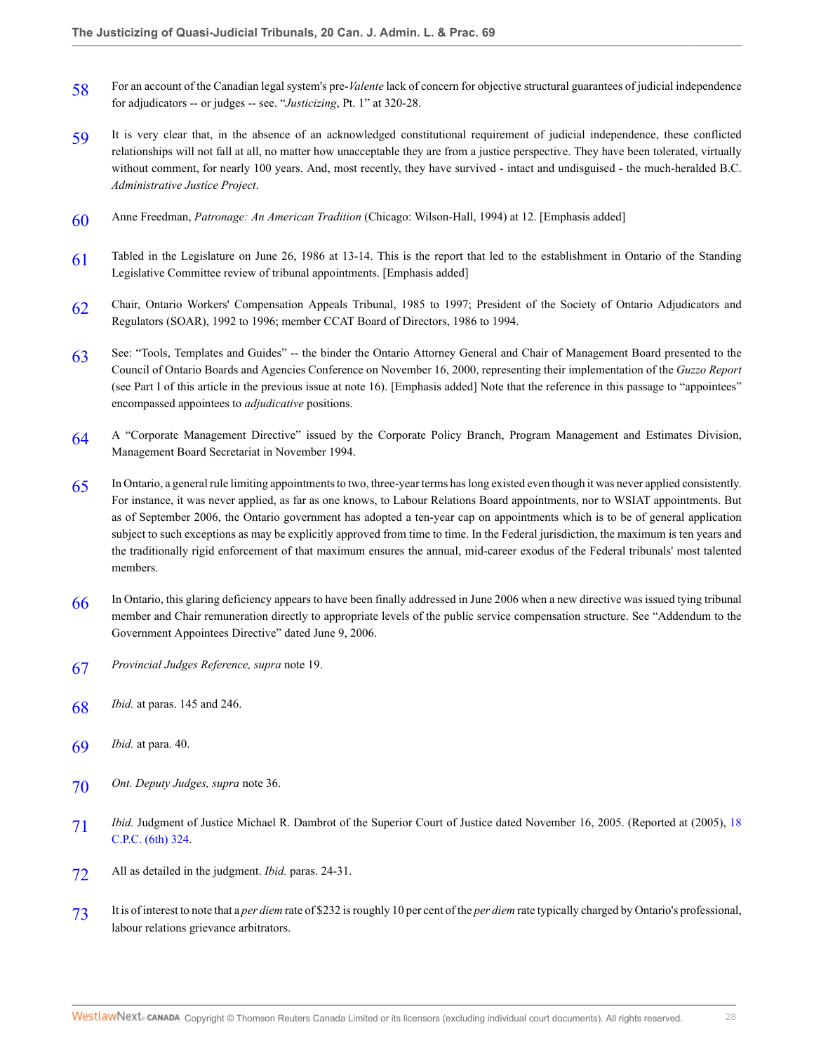58 For an account of the Canadian legal system's pre-*Valente* lack of concern for objective structural guarantees of judicial independence for adjudicators -- or judges -- see. "*Justicizing*, Pt. 1" at 320-28.

59 It is very clear that, in the absence of an acknowledged constitutional requirement of judicial independence, these conflicted relationships will not fall at all, no matter how unacceptable they are from a justice perspective. They have been tolerated, virtually without comment, for nearly 100 years. And, most recently, they have survived - intact and undisguised - the much-heralded B.C. *Administrative Justice Project*.

60 Anne Freedman, *Patronage: An American Tradition* (Chicago: Wilson-Hall, 1994) at 12. [Emphasis added]

61 Tabled in the Legislature on June 26, 1986 at 13-14. This is the report that led to the establishment in Ontario of the Standing Legislative Committee review of tribunal appointments. [Emphasis added]

62 Chair, Ontario Workers' Compensation Appeals Tribunal, 1985 to 1997; President of the Society of Ontario Adjudicators and Regulators (SOAR), 1992 to 1996; member CCAT Board of Directors, 1986 to 1994.

63 See: "Tools, Templates and Guides" -- the binder the Ontario Attorney General and Chair of Management Board presented to the Council of Ontario Boards and Agencies Conference on November 16, 2000, representing their implementation of the *Guzzo Report* (see Part I of this article in the previous issue at note 16). [Emphasis added] Note that the reference in this passage to "appointees" encompassed appointees to *adjudicative* positions.

64 A "Corporate Management Directive" issued by the Corporate Policy Branch, Program Management and Estimates Division, Management Board Secretariat in November 1994.

65 In Ontario, a general rule limiting appointments to two, three-year terms has long existed even though it was never applied consistently. For instance, it was never applied, as far as one knows, to Labour Relations Board appointments, nor to WSIAT appointments. But as of September 2006, the Ontario government has adopted a ten-year cap on appointments which is to be of general application subject to such exceptions as may be explicitly approved from time to time. In the Federal jurisdiction, the maximum is ten years and the traditionally rigid enforcement of that maximum ensures the annual, mid-career exodus of the Federal tribunals' most talented members.

66 In Ontario, this glaring deficiency appears to have been finally addressed in June 2006 when a new directive was issued tying tribunal member and Chair remuneration directly to appropriate levels of the public service compensation structure. See "Addendum to the Government Appointees Directive" dated June 9, 2006.

67 *Provincial Judges Reference, supra* note 19.

68 *Ibid.* at paras. 145 and 246.

69 *Ibid.* at para. 40.

70 *Ont. Deputy Judges, supra* note 36.

71 *Ibid.* Judgment of Justice Michael R. Dambrot of the Superior Court of Justice dated November 16, 2005. (Reported at (2005), 18 C.P.C. (6th) 324.

72 All as detailed in the judgment. *Ibid.* paras. 24-31.

73 It is of interest to note that a *per diem* rate of $232 is roughly 10 per cent of the *per diem* rate typically charged by Ontario's professional, labour relations grievance arbitrators.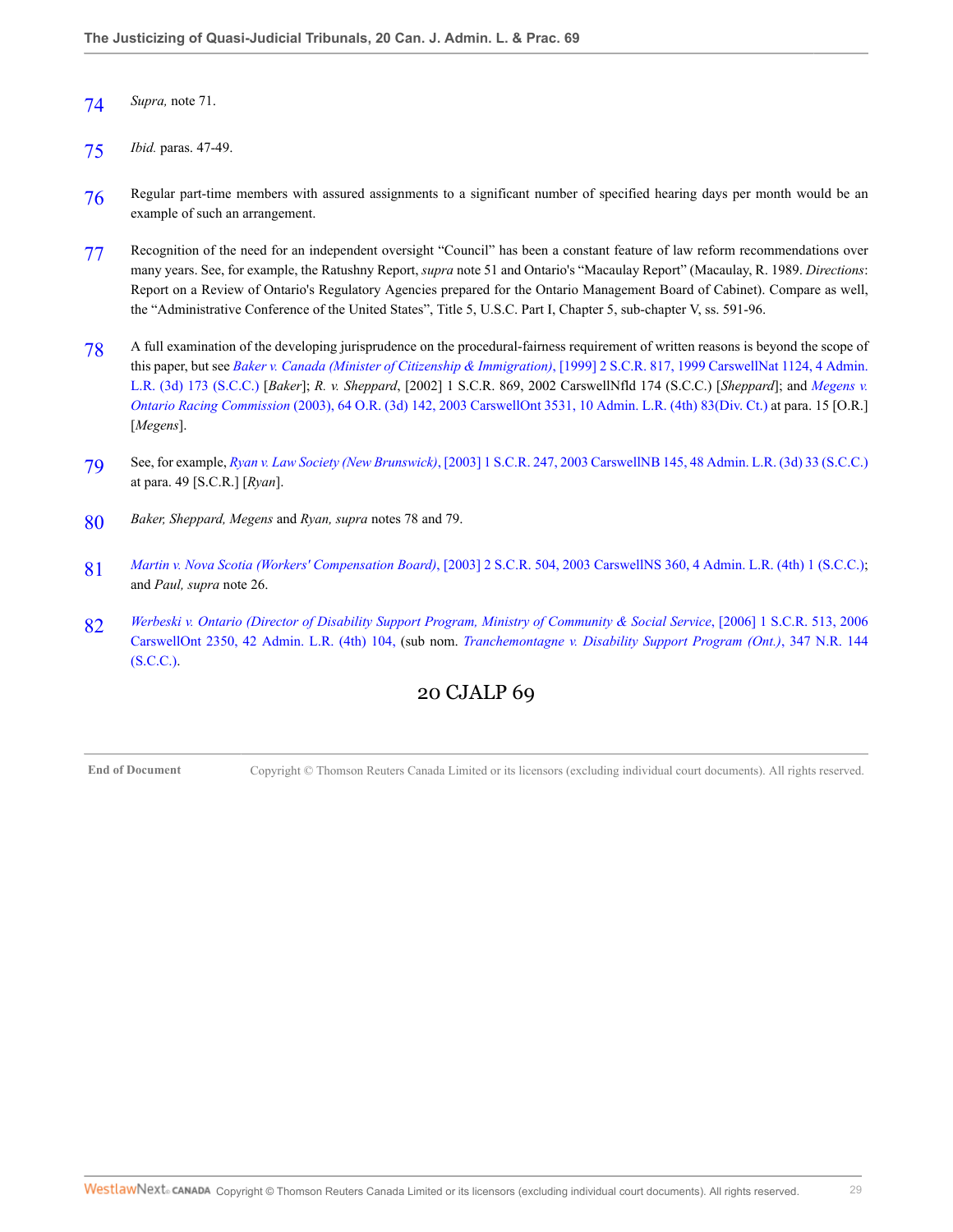74 *Supra,* note 71.

75 *Ibid.* paras. 47-49.

76 Regular part-time members with assured assignments to a significant number of specified hearing days per month would be an example of such an arrangement.

77 Recognition of the need for an independent oversight "Council" has been a constant feature of law reform recommendations over many years. See, for example, the Ratushny Report, *supra* note 51 and Ontario's "Macaulay Report" (Macaulay, R. 1989. *Directions*: Report on a Review of Ontario's Regulatory Agencies prepared for the Ontario Management Board of Cabinet). Compare as well, the "Administrative Conference of the United States", Title 5, U.S.C. Part I, Chapter 5, sub-chapter V, ss. 591-96.

78 A full examination of the developing jurisprudence on the procedural-fairness requirement of written reasons is beyond the scope of this paper, but see *Baker v. Canada (Minister of Citizenship & Immigration)*, [1999] 2 S.C.R. 817, 1999 CarswellNat 1124, 4 Admin. L.R. (3d) 173 (S.C.C.) [*Baker*]; *R. v. Sheppard*, [2002] 1 S.C.R. 869, 2002 CarswellNfld 174 (S.C.C.) [*Sheppard*]; and *Megens v. Ontario Racing Commission* (2003), 64 O.R. (3d) 142, 2003 CarswellOnt 3531, 10 Admin. L.R. (4th) 83(Div. Ct.) at para. 15 [O.R.] [*Megens*].

79 See, for example, *Ryan v. Law Society (New Brunswick)*, [2003] 1 S.C.R. 247, 2003 CarswellNB 145, 48 Admin. L.R. (3d) 33 (S.C.C.) at para. 49 [S.C.R.] [*Ryan*].

80 *Baker, Sheppard, Megens* and *Ryan, supra* notes 78 and 79.

81 *Martin v. Nova Scotia (Workers' Compensation Board)*, [2003] 2 S.C.R. 504, 2003 CarswellNS 360, 4 Admin. L.R. (4th) 1 (S.C.C.); and *Paul, supra* note 26.

82 *Werbeski v. Ontario (Director of Disability Support Program, Ministry of Community & Social Service*, [2006] 1 S.C.R. 513, 2006 CarswellOnt 2350, 42 Admin. L.R. (4th) 104, (sub nom. *Tranchemontagne v. Disability Support Program (Ont.)*, 347 N.R. 144 (S.C.C.).

20 CJALP 69

End of Document Copyright © Thomson Reuters Canada Limited or its licensors (excluding individual court documents). All rights reserved.